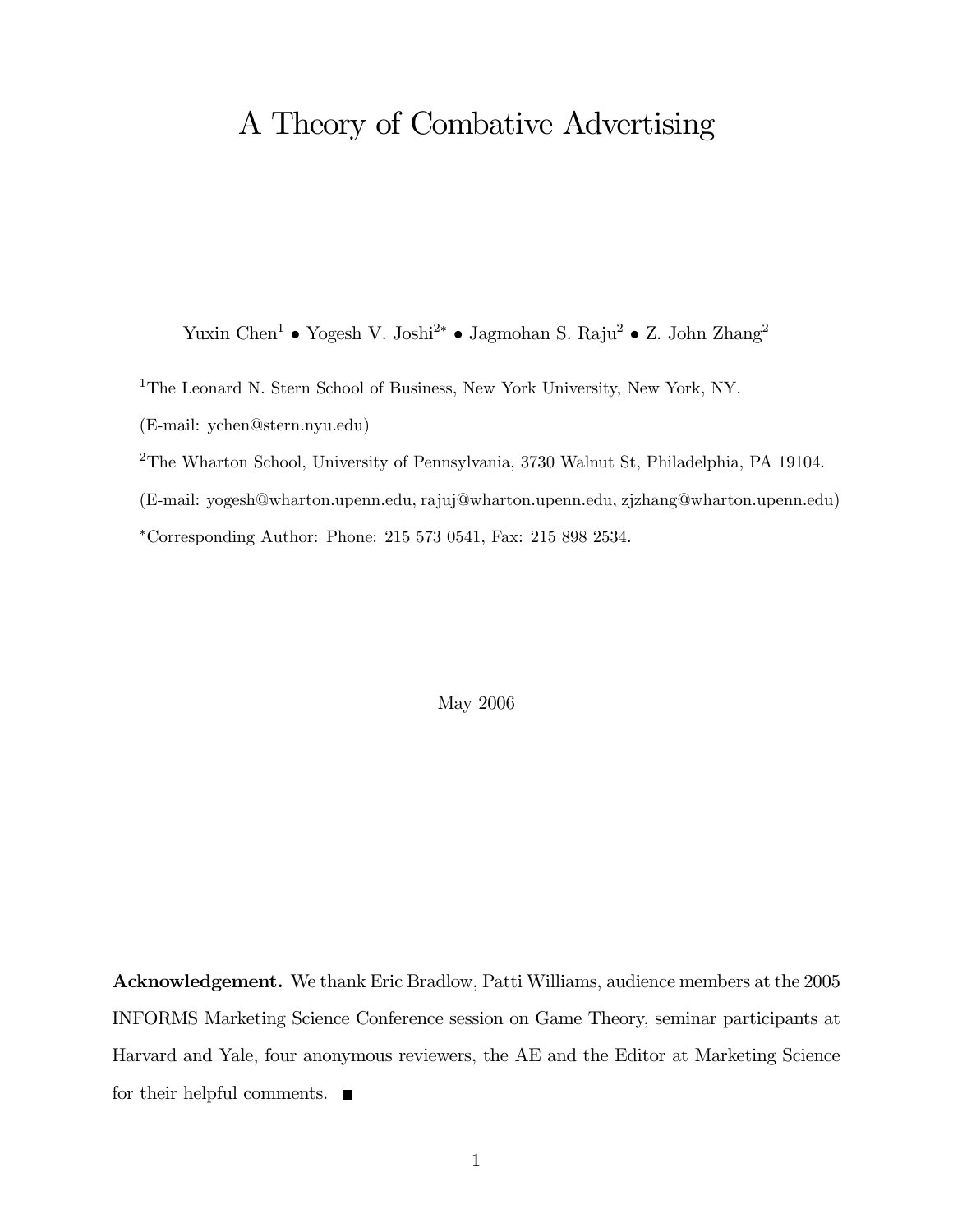# A Theory of Combative Advertising

Yuxin Chen[1] • Yogesh V. Joshi[2*] • Jagmohan S. Raju[2] • Z. John Zhang[2]

[1]The Leonard N. Stern School of Business, New York University, New York, NY.

(E-mail: ychen@stern.nyu.edu)

[2]The Wharton School, University of Pennsylvania, 3730 Walnut St, Philadelphia, PA 19104.

(E-mail: yogesh@wharton.upenn.edu, rajuj@wharton.upenn.edu, zjzhang@wharton.upenn.edu)

[*]Corresponding Author: Phone: 215 573 0541, Fax: 215 898 2534.

May 2006

**Acknowledgement.** We thank Eric Bradlow, Patti Williams, audience members at the 2005 INFORMS Marketing Science Conference session on Game Theory, seminar participants at Harvard and Yale, four anonymous reviewers, the AE and the Editor at Marketing Science for their helpful comments. ■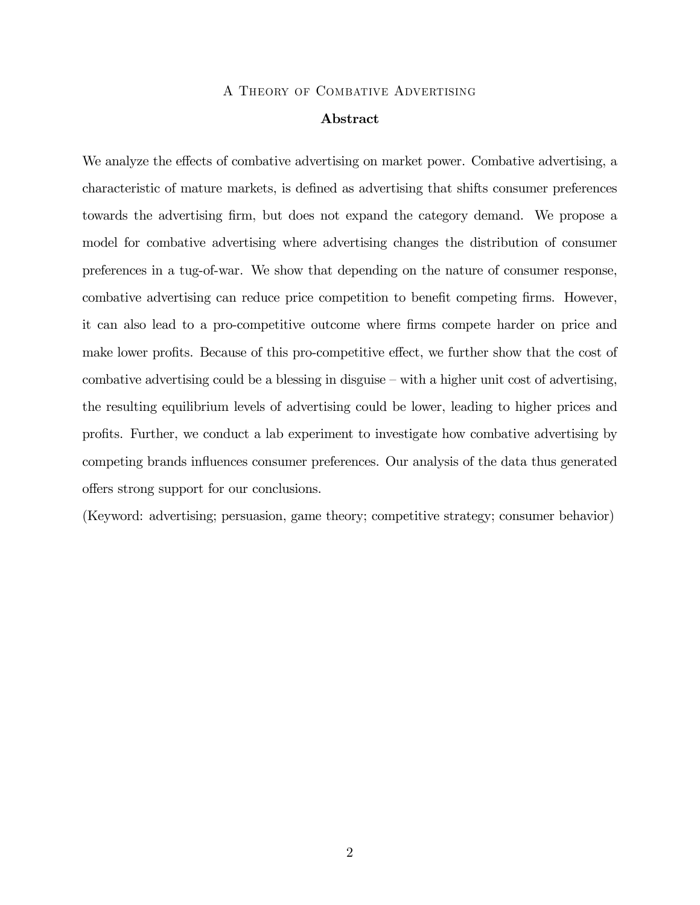# A Theory of Combative Advertising

## Abstract

We analyze the effects of combative advertising on market power. Combative advertising, a characteristic of mature markets, is defined as advertising that shifts consumer preferences towards the advertising firm, but does not expand the category demand. We propose a model for combative advertising where advertising changes the distribution of consumer preferences in a tug-of-war. We show that depending on the nature of consumer response, combative advertising can reduce price competition to benefit competing firms. However, it can also lead to a pro-competitive outcome where firms compete harder on price and make lower profits. Because of this pro-competitive effect, we further show that the cost of combative advertising could be a blessing in disguise – with a higher unit cost of advertising, the resulting equilibrium levels of advertising could be lower, leading to higher prices and profits. Further, we conduct a lab experiment to investigate how combative advertising by competing brands influences consumer preferences. Our analysis of the data thus generated offers strong support for our conclusions.

(Keyword: advertising; persuasion, game theory; competitive strategy; consumer behavior)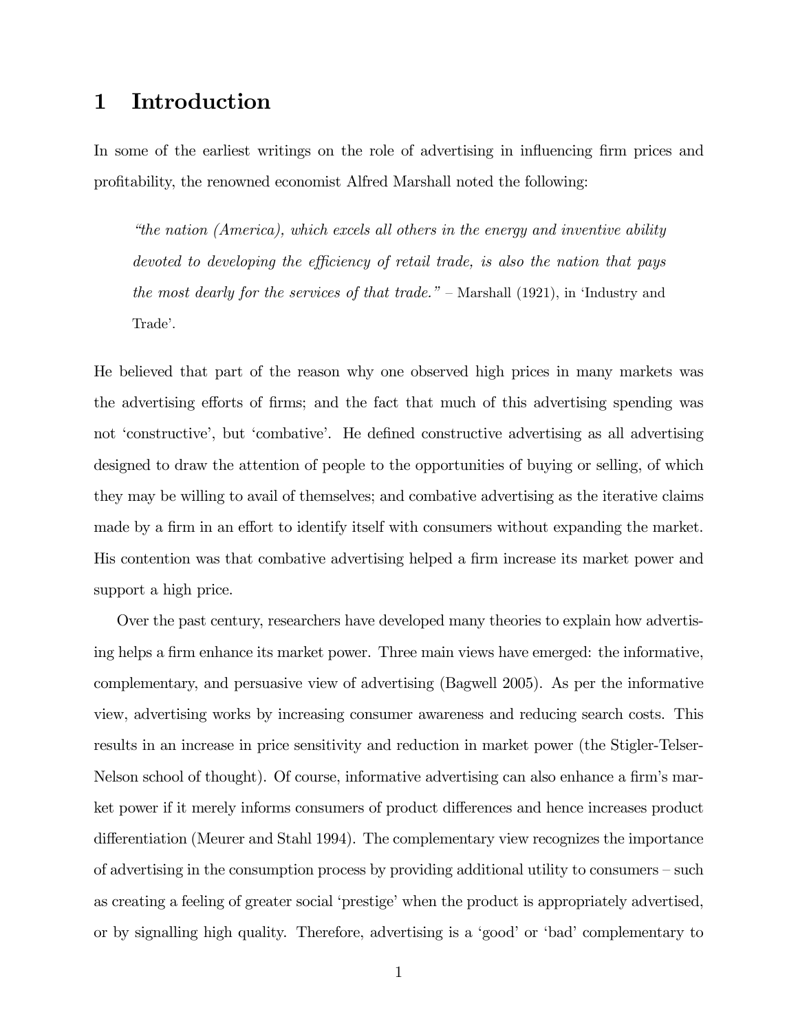# 1 Introduction

In some of the earliest writings on the role of advertising in influencing firm prices and profitability, the renowned economist Alfred Marshall noted the following:

> *"the nation (America), which excels all others in the energy and inventive ability devoted to developing the efficiency of retail trade, is also the nation that pays the most dearly for the services of that trade."* – Marshall (1921), in 'Industry and Trade'.

He believed that part of the reason why one observed high prices in many markets was the advertising efforts of firms; and the fact that much of this advertising spending was not 'constructive', but 'combative'. He defined constructive advertising as all advertising designed to draw the attention of people to the opportunities of buying or selling, of which they may be willing to avail of themselves; and combative advertising as the iterative claims made by a firm in an effort to identify itself with consumers without expanding the market. His contention was that combative advertising helped a firm increase its market power and support a high price.

Over the past century, researchers have developed many theories to explain how advertising helps a firm enhance its market power. Three main views have emerged: the informative, complementary, and persuasive view of advertising (Bagwell 2005). As per the informative view, advertising works by increasing consumer awareness and reducing search costs. This results in an increase in price sensitivity and reduction in market power (the Stigler-Telser-Nelson school of thought). Of course, informative advertising can also enhance a firm's market power if it merely informs consumers of product differences and hence increases product differentiation (Meurer and Stahl 1994). The complementary view recognizes the importance of advertising in the consumption process by providing additional utility to consumers – such as creating a feeling of greater social 'prestige' when the product is appropriately advertised, or by signalling high quality. Therefore, advertising is a 'good' or 'bad' complementary to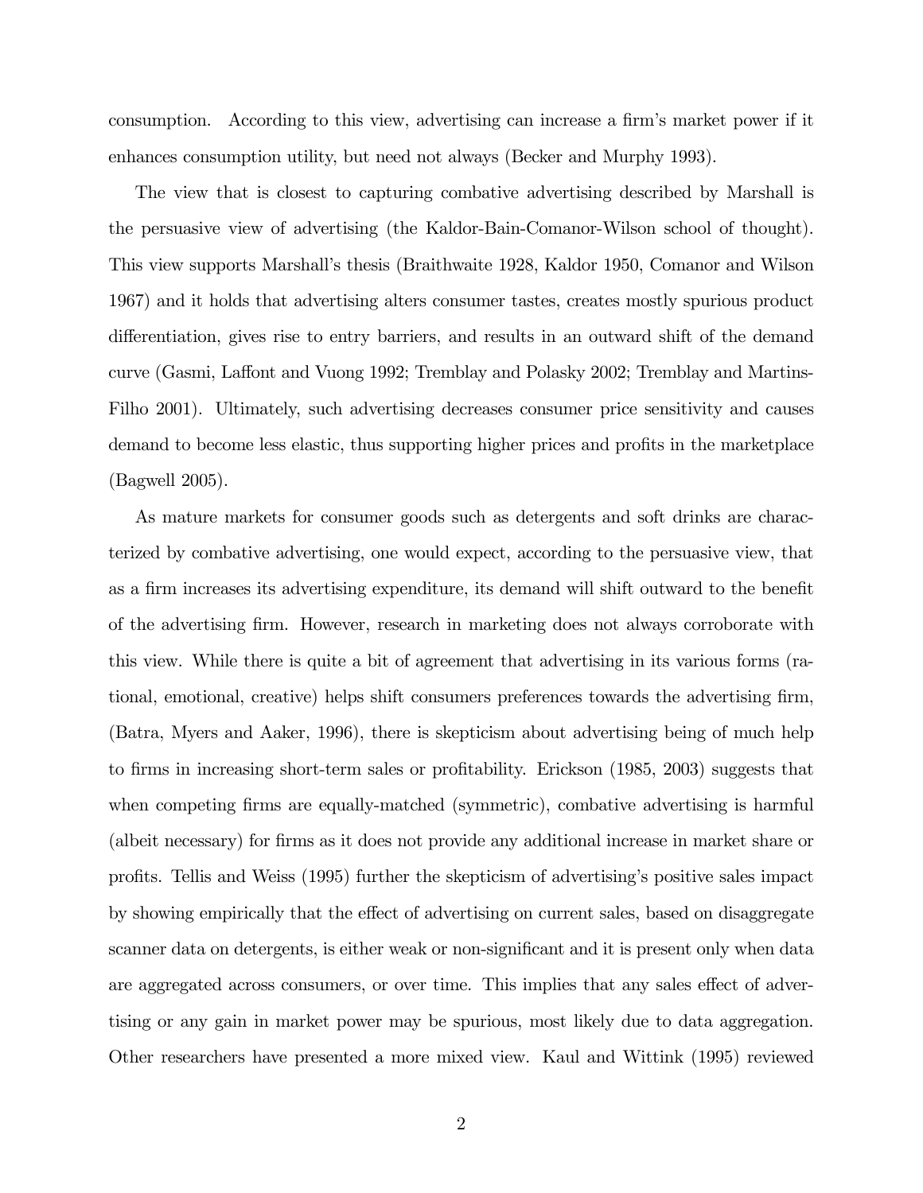consumption. According to this view, advertising can increase a firm's market power if it enhances consumption utility, but need not always (Becker and Murphy 1993).

The view that is closest to capturing combative advertising described by Marshall is the persuasive view of advertising (the Kaldor-Bain-Comanor-Wilson school of thought). This view supports Marshall's thesis (Braithwaite 1928, Kaldor 1950, Comanor and Wilson 1967) and it holds that advertising alters consumer tastes, creates mostly spurious product differentiation, gives rise to entry barriers, and results in an outward shift of the demand curve (Gasmi, Laffont and Vuong 1992; Tremblay and Polasky 2002; Tremblay and Martins-Filho 2001). Ultimately, such advertising decreases consumer price sensitivity and causes demand to become less elastic, thus supporting higher prices and profits in the marketplace (Bagwell 2005).

As mature markets for consumer goods such as detergents and soft drinks are characterized by combative advertising, one would expect, according to the persuasive view, that as a firm increases its advertising expenditure, its demand will shift outward to the benefit of the advertising firm. However, research in marketing does not always corroborate with this view. While there is quite a bit of agreement that advertising in its various forms (rational, emotional, creative) helps shift consumers preferences towards the advertising firm, (Batra, Myers and Aaker, 1996), there is skepticism about advertising being of much help to firms in increasing short-term sales or profitability. Erickson (1985, 2003) suggests that when competing firms are equally-matched (symmetric), combative advertising is harmful (albeit necessary) for firms as it does not provide any additional increase in market share or profits. Tellis and Weiss (1995) further the skepticism of advertising's positive sales impact by showing empirically that the effect of advertising on current sales, based on disaggregate scanner data on detergents, is either weak or non-significant and it is present only when data are aggregated across consumers, or over time. This implies that any sales effect of advertising or any gain in market power may be spurious, most likely due to data aggregation. Other researchers have presented a more mixed view. Kaul and Wittink (1995) reviewed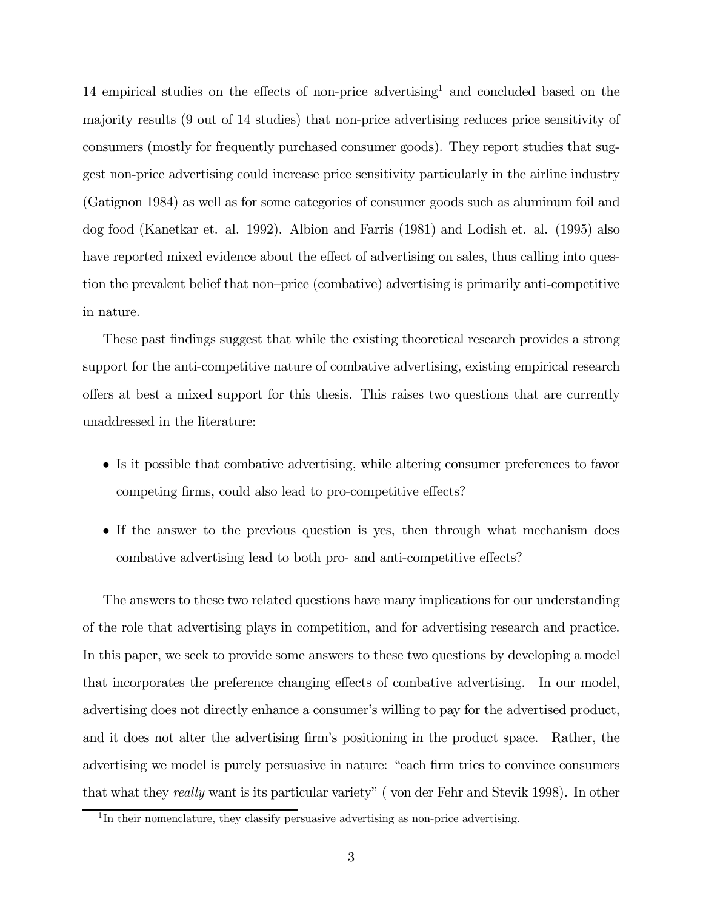14 empirical studies on the effects of non-price advertising[1] and concluded based on the majority results (9 out of 14 studies) that non-price advertising reduces price sensitivity of consumers (mostly for frequently purchased consumer goods). They report studies that suggest non-price advertising could increase price sensitivity particularly in the airline industry (Gatignon 1984) as well as for some categories of consumer goods such as aluminum foil and dog food (Kanetkar et. al. 1992). Albion and Farris (1981) and Lodish et. al. (1995) also have reported mixed evidence about the effect of advertising on sales, thus calling into question the prevalent belief that non–price (combative) advertising is primarily anti-competitive in nature.

These past findings suggest that while the existing theoretical research provides a strong support for the anti-competitive nature of combative advertising, existing empirical research offers at best a mixed support for this thesis. This raises two questions that are currently unaddressed in the literature:

- Is it possible that combative advertising, while altering consumer preferences to favor competing firms, could also lead to pro-competitive effects?
- If the answer to the previous question is yes, then through what mechanism does combative advertising lead to both pro- and anti-competitive effects?

The answers to these two related questions have many implications for our understanding of the role that advertising plays in competition, and for advertising research and practice. In this paper, we seek to provide some answers to these two questions by developing a model that incorporates the preference changing effects of combative advertising. In our model, advertising does not directly enhance a consumer's willing to pay for the advertised product, and it does not alter the advertising firm's positioning in the product space. Rather, the advertising we model is purely persuasive in nature: "each firm tries to convince consumers that what they *really* want is its particular variety" ( von der Fehr and Stevik 1998). In other

[1] In their nomenclature, they classify persuasive advertising as non-price advertising.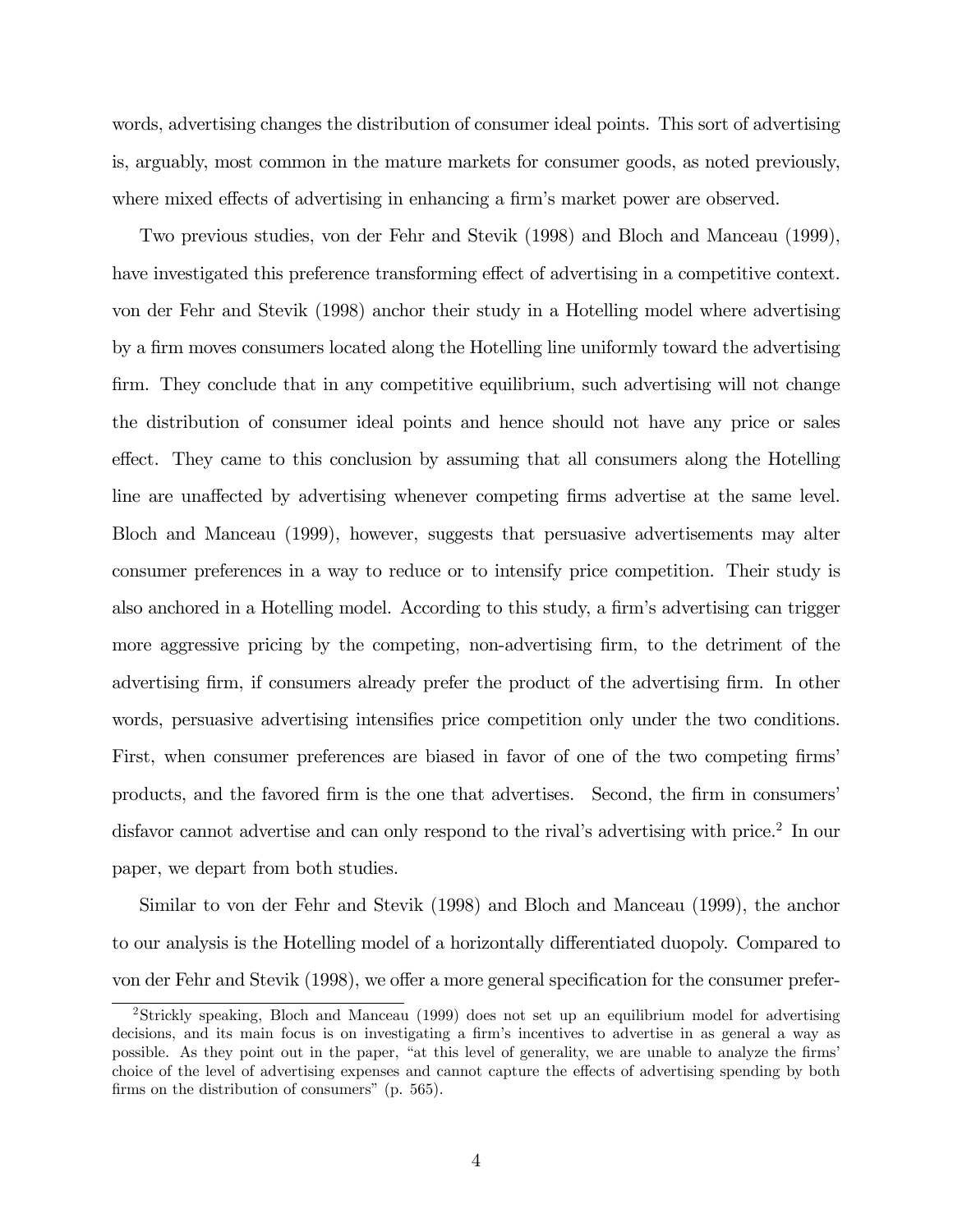words, advertising changes the distribution of consumer ideal points. This sort of advertising is, arguably, most common in the mature markets for consumer goods, as noted previously, where mixed effects of advertising in enhancing a firm's market power are observed.

Two previous studies, von der Fehr and Stevik (1998) and Bloch and Manceau (1999), have investigated this preference transforming effect of advertising in a competitive context. von der Fehr and Stevik (1998) anchor their study in a Hotelling model where advertising by a firm moves consumers located along the Hotelling line uniformly toward the advertising firm. They conclude that in any competitive equilibrium, such advertising will not change the distribution of consumer ideal points and hence should not have any price or sales effect. They came to this conclusion by assuming that all consumers along the Hotelling line are unaffected by advertising whenever competing firms advertise at the same level. Bloch and Manceau (1999), however, suggests that persuasive advertisements may alter consumer preferences in a way to reduce or to intensify price competition. Their study is also anchored in a Hotelling model. According to this study, a firm's advertising can trigger more aggressive pricing by the competing, non-advertising firm, to the detriment of the advertising firm, if consumers already prefer the product of the advertising firm. In other words, persuasive advertising intensifies price competition only under the two conditions. First, when consumer preferences are biased in favor of one of the two competing firms' products, and the favored firm is the one that advertises. Second, the firm in consumers' disfavor cannot advertise and can only respond to the rival's advertising with price.[2] In our paper, we depart from both studies.

Similar to von der Fehr and Stevik (1998) and Bloch and Manceau (1999), the anchor to our analysis is the Hotelling model of a horizontally differentiated duopoly. Compared to von der Fehr and Stevik (1998), we offer a more general specification for the consumer prefer-

[2] Strickly speaking, Bloch and Manceau (1999) does not set up an equilibrium model for advertising decisions, and its main focus is on investigating a firm's incentives to advertise in as general a way as possible. As they point out in the paper, "at this level of generality, we are unable to analyze the firms' choice of the level of advertising expenses and cannot capture the effects of advertising spending by both firms on the distribution of consumers" (p. 565).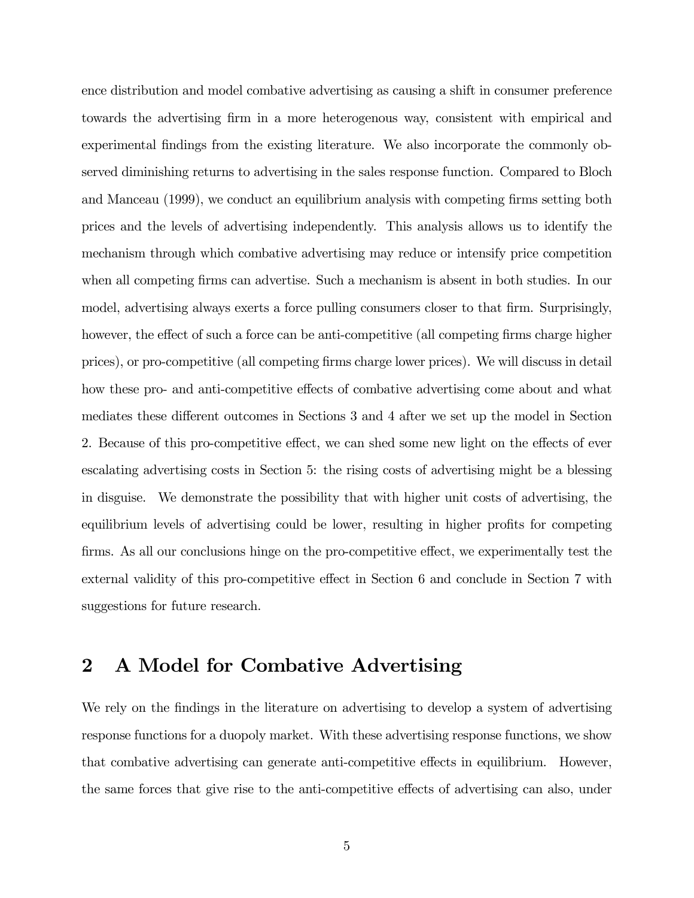ence distribution and model combative advertising as causing a shift in consumer preference towards the advertising firm in a more heterogenous way, consistent with empirical and experimental findings from the existing literature. We also incorporate the commonly observed diminishing returns to advertising in the sales response function. Compared to Bloch and Manceau (1999), we conduct an equilibrium analysis with competing firms setting both prices and the levels of advertising independently. This analysis allows us to identify the mechanism through which combative advertising may reduce or intensify price competition when all competing firms can advertise. Such a mechanism is absent in both studies. In our model, advertising always exerts a force pulling consumers closer to that firm. Surprisingly, however, the effect of such a force can be anti-competitive (all competing firms charge higher prices), or pro-competitive (all competing firms charge lower prices). We will discuss in detail how these pro- and anti-competitive effects of combative advertising come about and what mediates these different outcomes in Sections 3 and 4 after we set up the model in Section 2. Because of this pro-competitive effect, we can shed some new light on the effects of ever escalating advertising costs in Section 5: the rising costs of advertising might be a blessing in disguise. We demonstrate the possibility that with higher unit costs of advertising, the equilibrium levels of advertising could be lower, resulting in higher profits for competing firms. As all our conclusions hinge on the pro-competitive effect, we experimentally test the external validity of this pro-competitive effect in Section 6 and conclude in Section 7 with suggestions for future research.

## 2 A Model for Combative Advertising

We rely on the findings in the literature on advertising to develop a system of advertising response functions for a duopoly market. With these advertising response functions, we show that combative advertising can generate anti-competitive effects in equilibrium. However, the same forces that give rise to the anti-competitive effects of advertising can also, under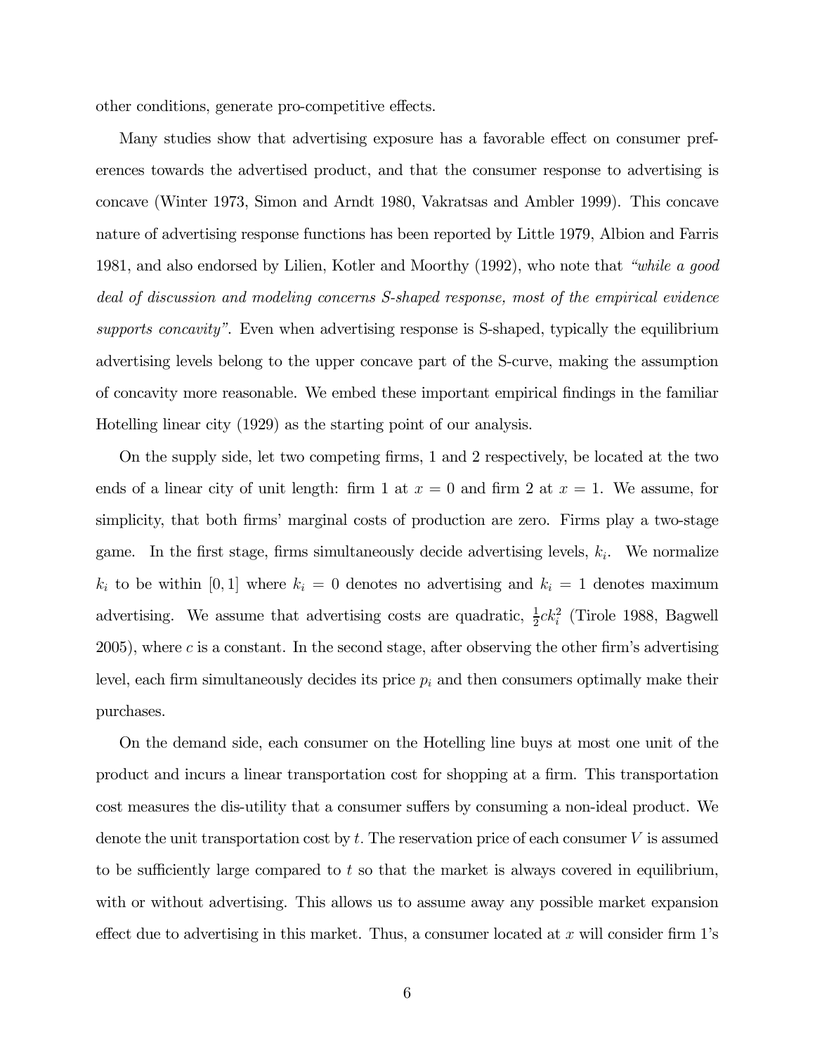other conditions, generate pro-competitive effects.

Many studies show that advertising exposure has a favorable effect on consumer preferences towards the advertised product, and that the consumer response to advertising is concave (Winter 1973, Simon and Arndt 1980, Vakratsas and Ambler 1999). This concave nature of advertising response functions has been reported by Little 1979, Albion and Farris 1981, and also endorsed by Lilien, Kotler and Moorthy (1992), who note that *"while a good deal of discussion and modeling concerns S-shaped response, most of the empirical evidence supports concavity"*. Even when advertising response is S-shaped, typically the equilibrium advertising levels belong to the upper concave part of the S-curve, making the assumption of concavity more reasonable. We embed these important empirical findings in the familiar Hotelling linear city (1929) as the starting point of our analysis.

On the supply side, let two competing firms, 1 and 2 respectively, be located at the two ends of a linear city of unit length: firm 1 at $x = 0$ and firm 2 at $x = 1$. We assume, for simplicity, that both firms' marginal costs of production are zero. Firms play a two-stage game. In the first stage, firms simultaneously decide advertising levels, $k_i$. We normalize $k_i$ to be within $[0, 1]$ where $k_i = 0$ denotes no advertising and $k_i = 1$ denotes maximum advertising. We assume that advertising costs are quadratic, $\frac{1}{2}ck_i^2$ (Tirole 1988, Bagwell 2005), where $c$ is a constant. In the second stage, after observing the other firm's advertising level, each firm simultaneously decides its price $p_i$ and then consumers optimally make their purchases.

On the demand side, each consumer on the Hotelling line buys at most one unit of the product and incurs a linear transportation cost for shopping at a firm. This transportation cost measures the dis-utility that a consumer suffers by consuming a non-ideal product. We denote the unit transportation cost by $t$. The reservation price of each consumer $V$ is assumed to be sufficiently large compared to $t$ so that the market is always covered in equilibrium, with or without advertising. This allows us to assume away any possible market expansion effect due to advertising in this market. Thus, a consumer located at $x$ will consider firm 1's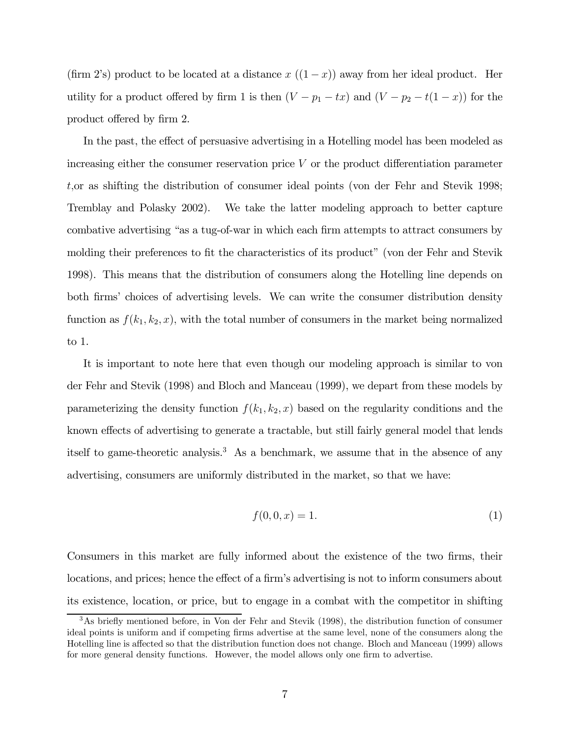(firm 2's) product to be located at a distance $x$ ($(1-x)$) away from her ideal product. Her utility for a product offered by firm 1 is then $(V - p_1 - tx)$ and $(V - p_2 - t(1-x))$ for the product offered by firm 2.

In the past, the effect of persuasive advertising in a Hotelling model has been modeled as increasing either the consumer reservation price $V$ or the product differentiation parameter $t$,or as shifting the distribution of consumer ideal points (von der Fehr and Stevik 1998; Tremblay and Polasky 2002). We take the latter modeling approach to better capture combative advertising "as a tug-of-war in which each firm attempts to attract consumers by molding their preferences to fit the characteristics of its product" (von der Fehr and Stevik 1998). This means that the distribution of consumers along the Hotelling line depends on both firms' choices of advertising levels. We can write the consumer distribution density function as $f(k_1, k_2, x)$, with the total number of consumers in the market being normalized to 1.

It is important to note here that even though our modeling approach is similar to von der Fehr and Stevik (1998) and Bloch and Manceau (1999), we depart from these models by parameterizing the density function $f(k_1, k_2, x)$ based on the regularity conditions and the known effects of advertising to generate a tractable, but still fairly general model that lends itself to game-theoretic analysis.[3] As a benchmark, we assume that in the absence of any advertising, consumers are uniformly distributed in the market, so that we have:

$$f(0, 0, x) = 1. \tag{1}$$

Consumers in this market are fully informed about the existence of the two firms, their locations, and prices; hence the effect of a firm's advertising is not to inform consumers about its existence, location, or price, but to engage in a combat with the competitor in shifting

[3] As briefly mentioned before, in Von der Fehr and Stevik (1998), the distribution function of consumer ideal points is uniform and if competing firms advertise at the same level, none of the consumers along the Hotelling line is affected so that the distribution function does not change. Bloch and Manceau (1999) allows for more general density functions. However, the model allows only one firm to advertise.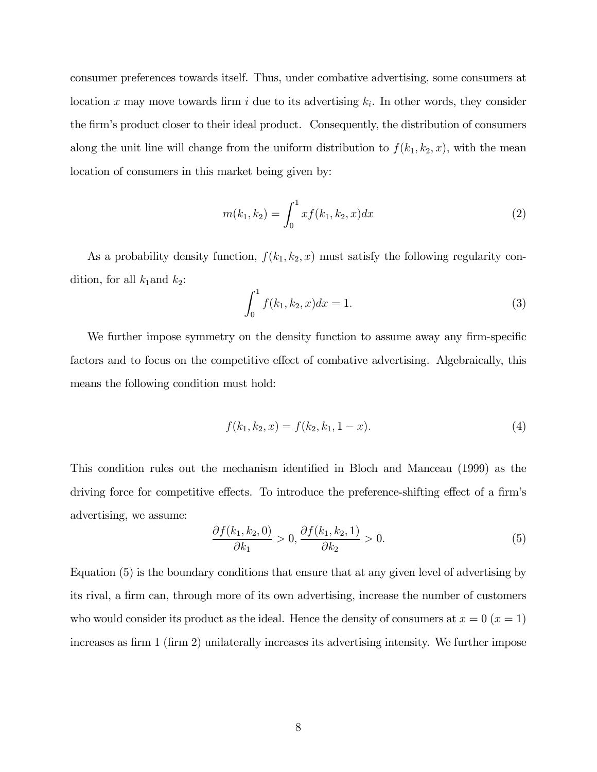consumer preferences towards itself. Thus, under combative advertising, some consumers at location $x$ may move towards firm $i$ due to its advertising $k_i$. In other words, they consider the firm's product closer to their ideal product. Consequently, the distribution of consumers along the unit line will change from the uniform distribution to $f(k_1, k_2, x)$, with the mean location of consumers in this market being given by:

$$m(k_1, k_2) = \int_0^1 x f(k_1, k_2, x) dx \tag{2}$$

As a probability density function, $f(k_1, k_2, x)$ must satisfy the following regularity condition, for all $k_1$and $k_2$:

$$\int_0^1 f(k_1, k_2, x) dx = 1. \tag{3}$$

We further impose symmetry on the density function to assume away any firm-specific factors and to focus on the competitive effect of combative advertising. Algebraically, this means the following condition must hold:

$$f(k_1, k_2, x) = f(k_2, k_1, 1 - x). \tag{4}$$

This condition rules out the mechanism identified in Bloch and Manceau (1999) as the driving force for competitive effects. To introduce the preference-shifting effect of a firm's advertising, we assume:

$$\frac{\partial f(k_1, k_2, 0)}{\partial k_1} > 0, \frac{\partial f(k_1, k_2, 1)}{\partial k_2} > 0. \tag{5}$$

Equation (5) is the boundary conditions that ensure that at any given level of advertising by its rival, a firm can, through more of its own advertising, increase the number of customers who would consider its product as the ideal. Hence the density of consumers at $x = 0$ ($x = 1$) increases as firm 1 (firm 2) unilaterally increases its advertising intensity. We further impose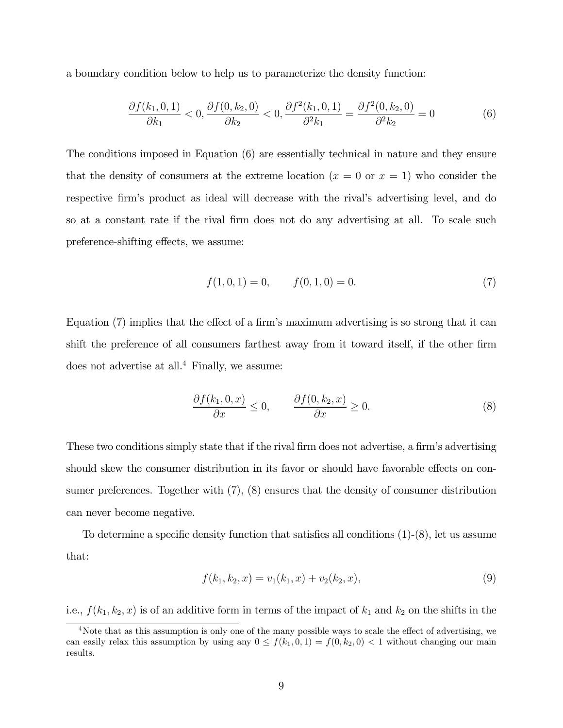a boundary condition below to help us to parameterize the density function:

$$\frac{\partial f(k_1, 0, 1)}{\partial k_1} < 0, \frac{\partial f(0, k_2, 0)}{\partial k_2} < 0, \frac{\partial f^2(k_1, 0, 1)}{\partial^2 k_1} = \frac{\partial f^2(0, k_2, 0)}{\partial^2 k_2} = 0 \tag{6}$$

The conditions imposed in Equation (6) are essentially technical in nature and they ensure that the density of consumers at the extreme location ($x = 0$ or $x = 1$) who consider the respective firm's product as ideal will decrease with the rival's advertising level, and do so at a constant rate if the rival firm does not do any advertising at all. To scale such preference-shifting effects, we assume:

$$f(1, 0, 1) = 0, \qquad f(0, 1, 0) = 0. \tag{7}$$

Equation (7) implies that the effect of a firm's maximum advertising is so strong that it can shift the preference of all consumers farthest away from it toward itself, if the other firm does not advertise at all.[4] Finally, we assume:

$$\frac{\partial f(k_1, 0, x)}{\partial x} \leq 0, \qquad \frac{\partial f(0, k_2, x)}{\partial x} \geq 0. \tag{8}$$

These two conditions simply state that if the rival firm does not advertise, a firm's advertising should skew the consumer distribution in its favor or should have favorable effects on consumer preferences. Together with (7), (8) ensures that the density of consumer distribution can never become negative.

To determine a specific density function that satisfies all conditions (1)-(8), let us assume that:

$$f(k_1, k_2, x) = v_1(k_1, x) + v_2(k_2, x), \tag{9}$$

i.e., $f(k_1, k_2, x)$ is of an additive form in terms of the impact of $k_1$ and $k_2$ on the shifts in the

[4] Note that as this assumption is only one of the many possible ways to scale the effect of advertising, we can easily relax this assumption by using any $0 \leq f(k_1, 0, 1) = f(0, k_2, 0) < 1$ without changing our main results.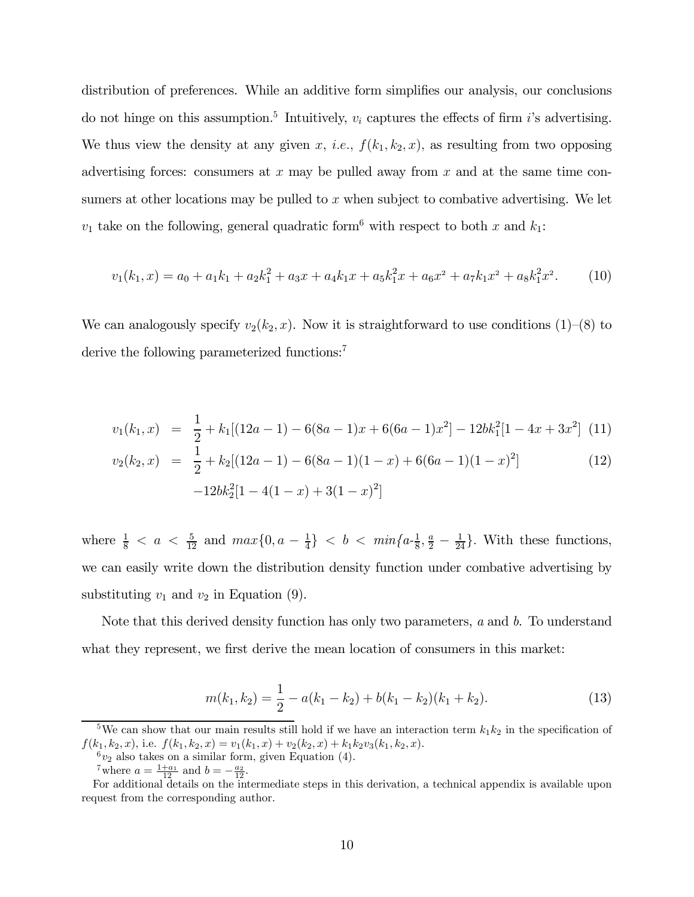distribution of preferences. While an additive form simplifies our analysis, our conclusions do not hinge on this assumption.[5] Intuitively, $v_i$ captures the effects of firm $i$'s advertising. We thus view the density at any given $x$, *i.e.*, $f(k_1, k_2, x)$, as resulting from two opposing advertising forces: consumers at $x$ may be pulled away from $x$ and at the same time consumers at other locations may be pulled to $x$ when subject to combative advertising. We let $v_1$ take on the following, general quadratic form[6] with respect to both $x$ and $k_1$:

$$v_1(k_1, x) = a_0 + a_1 k_1 + a_2 k_1^2 + a_3 x + a_4 k_1 x + a_5 k_1^2 x + a_6 x^2 + a_7 k_1 x^2 + a_8 k_1^2 x^2. \tag{10}$$

We can analogously specify $v_2(k_2, x)$. Now it is straightforward to use conditions (1)–(8) to derive the following parameterized functions:[7]

$$v_1(k_1, x) = \frac{1}{2} + k_1[(12a - 1) - 6(8a - 1)x + 6(6a - 1)x^2] - 12bk_1^2[1 - 4x + 3x^2] \tag{11}$$

$$\begin{aligned} v_2(k_2, x) = \; & \frac{1}{2} + k_2[(12a - 1) - 6(8a - 1)(1 - x) + 6(6a - 1)(1 - x)^2] \\ & -12bk_2^2[1 - 4(1 - x) + 3(1 - x)^2] \end{aligned} \tag{12}$$

where $\frac{1}{8} < a < \frac{5}{12}$ and $max\{0, a - \frac{1}{4}\} < b < min\{a\text{-}\frac{1}{8}, \frac{a}{2} - \frac{1}{24}\}$. With these functions, we can easily write down the distribution density function under combative advertising by substituting $v_1$ and $v_2$ in Equation (9).

Note that this derived density function has only two parameters, $a$ and $b$. To understand what they represent, we first derive the mean location of consumers in this market:

$$m(k_1, k_2) = \frac{1}{2} - a(k_1 - k_2) + b(k_1 - k_2)(k_1 + k_2). \tag{13}$$

[5] We can show that our main results still hold if we have an interaction term $k_1 k_2$ in the specification of $f(k_1, k_2, x)$, i.e. $f(k_1, k_2, x) = v_1(k_1, x) + v_2(k_2, x) + k_1 k_2 v_3(k_1, k_2, x)$.

[6] $v_2$ also takes on a similar form, given Equation (4).

[7] where $a = \frac{1 + a_1}{12}$ and $b = -\frac{a_2}{12}$.

For additional details on the intermediate steps in this derivation, a technical appendix is available upon request from the corresponding author.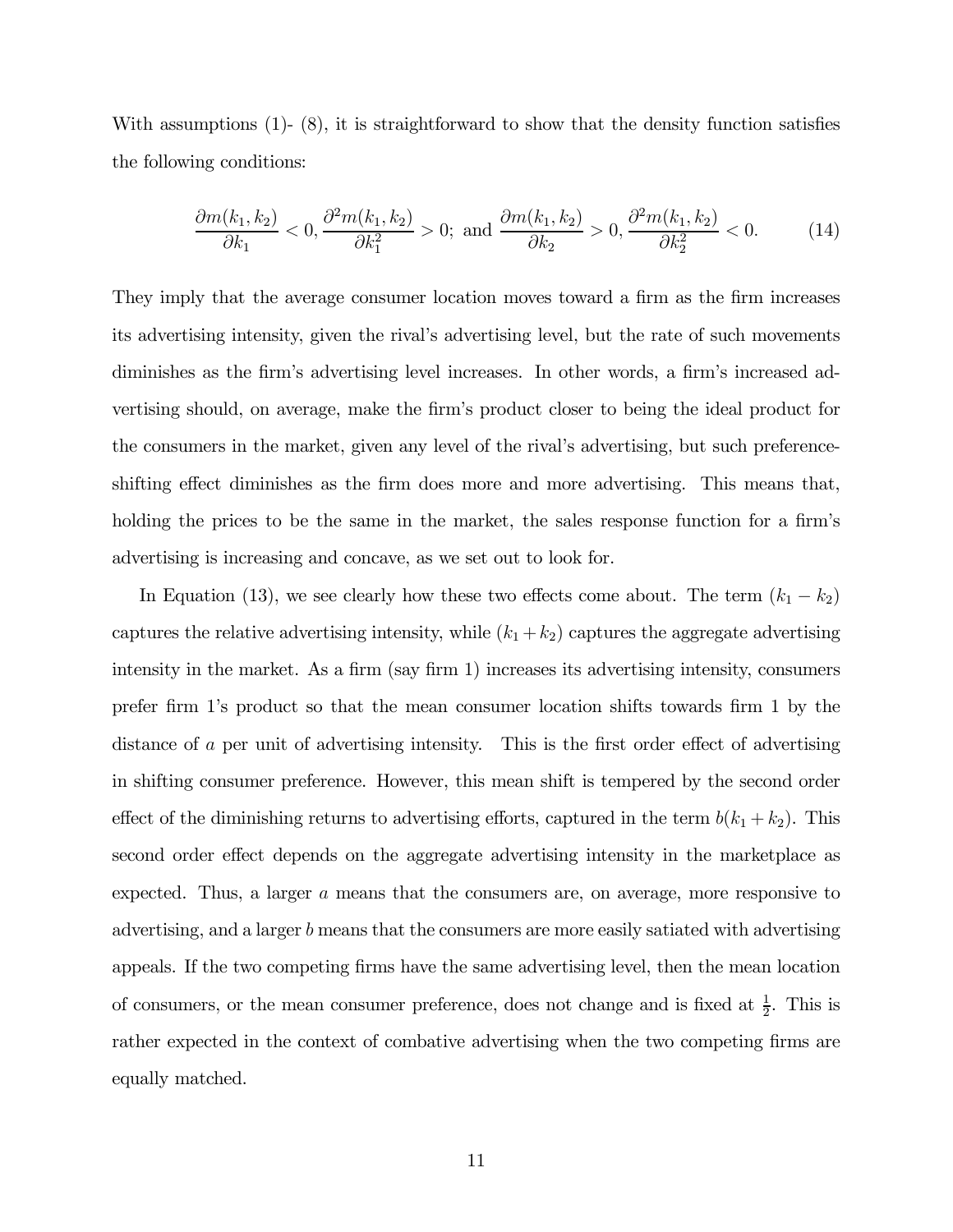With assumptions (1)- (8), it is straightforward to show that the density function satisfies the following conditions:

$$\frac{\partial m(k_1,k_2)}{\partial k_1} < 0, \frac{\partial^2 m(k_1,k_2)}{\partial k_1^2} > 0; \text{ and } \frac{\partial m(k_1,k_2)}{\partial k_2} > 0, \frac{\partial^2 m(k_1,k_2)}{\partial k_2^2} < 0. \tag{14}$$

They imply that the average consumer location moves toward a firm as the firm increases its advertising intensity, given the rival's advertising level, but the rate of such movements diminishes as the firm's advertising level increases. In other words, a firm's increased advertising should, on average, make the firm's product closer to being the ideal product for the consumers in the market, given any level of the rival's advertising, but such preference-shifting effect diminishes as the firm does more and more advertising. This means that, holding the prices to be the same in the market, the sales response function for a firm's advertising is increasing and concave, as we set out to look for.

In Equation (13), we see clearly how these two effects come about. The term $(k_1 - k_2)$ captures the relative advertising intensity, while $(k_1 + k_2)$ captures the aggregate advertising intensity in the market. As a firm (say firm 1) increases its advertising intensity, consumers prefer firm 1's product so that the mean consumer location shifts towards firm 1 by the distance of $a$ per unit of advertising intensity. This is the first order effect of advertising in shifting consumer preference. However, this mean shift is tempered by the second order effect of the diminishing returns to advertising efforts, captured in the term $b(k_1 + k_2)$. This second order effect depends on the aggregate advertising intensity in the marketplace as expected. Thus, a larger $a$ means that the consumers are, on average, more responsive to advertising, and a larger $b$ means that the consumers are more easily satiated with advertising appeals. If the two competing firms have the same advertising level, then the mean location of consumers, or the mean consumer preference, does not change and is fixed at $\frac{1}{2}$. This is rather expected in the context of combative advertising when the two competing firms are equally matched.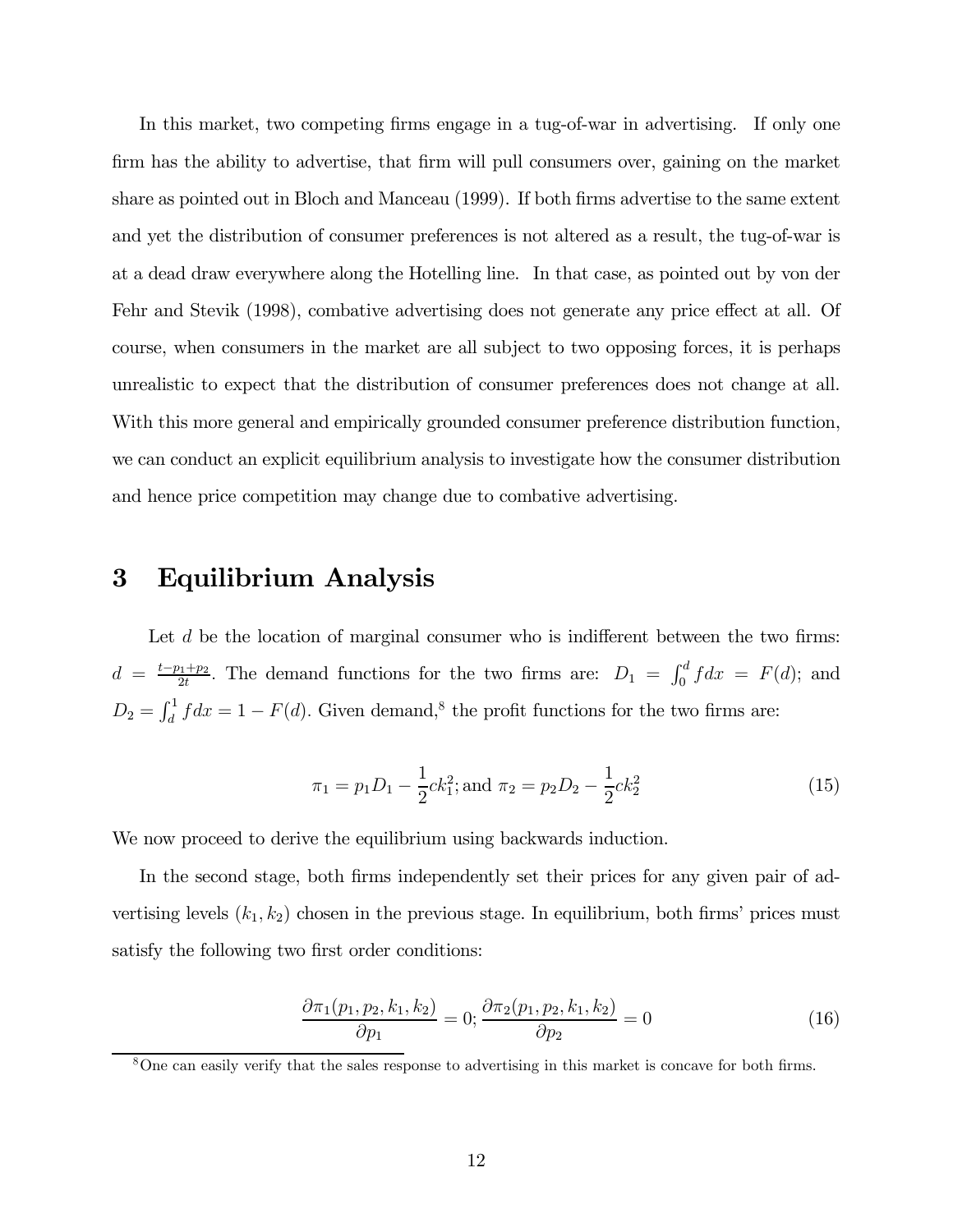In this market, two competing firms engage in a tug-of-war in advertising. If only one firm has the ability to advertise, that firm will pull consumers over, gaining on the market share as pointed out in Bloch and Manceau (1999). If both firms advertise to the same extent and yet the distribution of consumer preferences is not altered as a result, the tug-of-war is at a dead draw everywhere along the Hotelling line. In that case, as pointed out by von der Fehr and Stevik (1998), combative advertising does not generate any price effect at all. Of course, when consumers in the market are all subject to two opposing forces, it is perhaps unrealistic to expect that the distribution of consumer preferences does not change at all. With this more general and empirically grounded consumer preference distribution function, we can conduct an explicit equilibrium analysis to investigate how the consumer distribution and hence price competition may change due to combative advertising.

# 3 Equilibrium Analysis

Let $d$ be the location of marginal consumer who is indifferent between the two firms: $d = \frac{t-p_1+p_2}{2t}$. The demand functions for the two firms are: $D_1 = \int_0^d f dx = F(d)$; and $D_2 = \int_d^1 f dx = 1 - F(d)$. Given demand,[8] the profit functions for the two firms are:

$$\pi_1 = p_1 D_1 - \frac{1}{2}ck_1^2; \text{and } \pi_2 = p_2 D_2 - \frac{1}{2}ck_2^2 \tag{15}$$

We now proceed to derive the equilibrium using backwards induction.

In the second stage, both firms independently set their prices for any given pair of advertising levels $(k_1, k_2)$ chosen in the previous stage. In equilibrium, both firms' prices must satisfy the following two first order conditions:

$$\frac{\partial \pi_1(p_1, p_2, k_1, k_2)}{\partial p_1} = 0; \frac{\partial \pi_2(p_1, p_2, k_1, k_2)}{\partial p_2} = 0 \tag{16}$$

[8] One can easily verify that the sales response to advertising in this market is concave for both firms.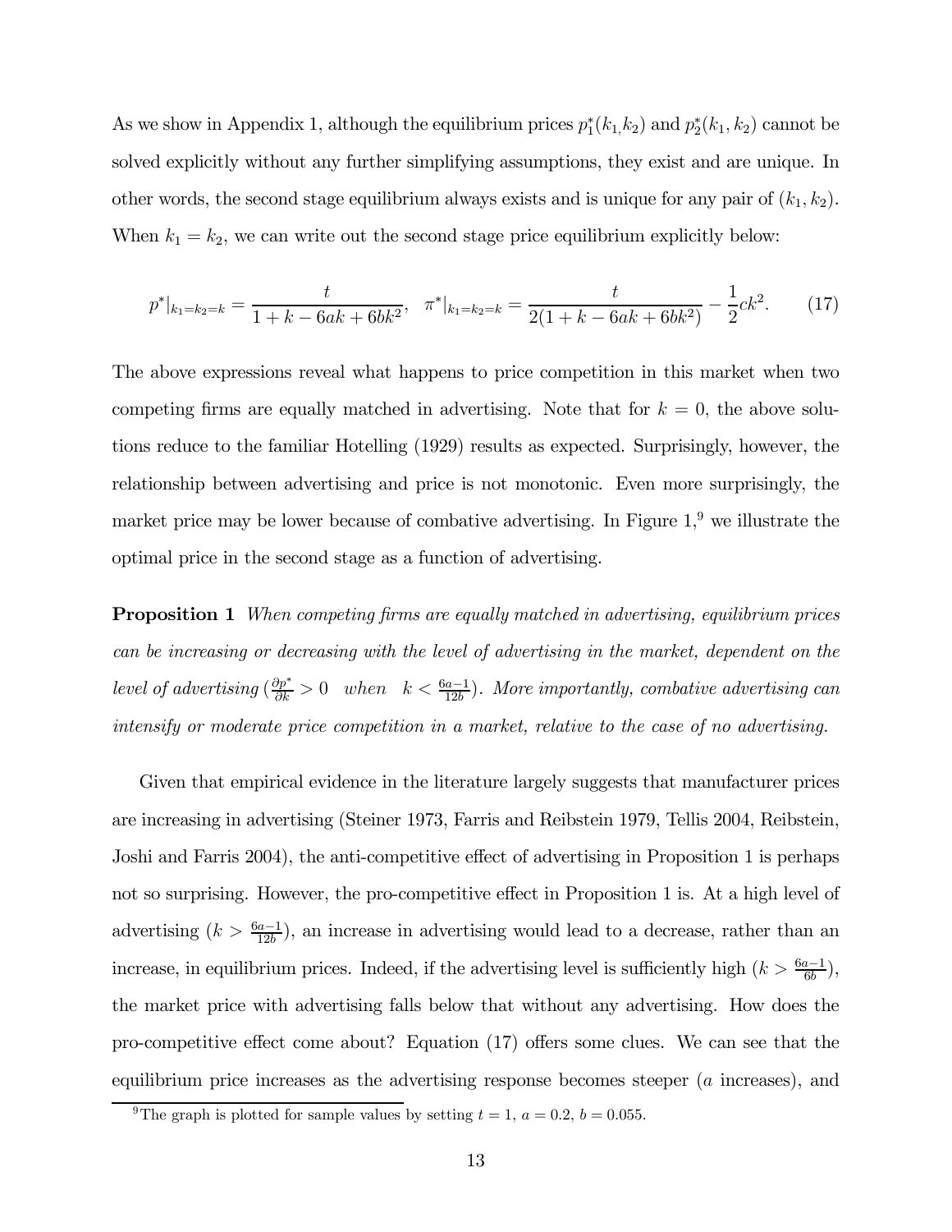As we show in Appendix 1, although the equilibrium prices $p_1^*(k_1, k_2)$ and $p_2^*(k_1, k_2)$ cannot be solved explicitly without any further simplifying assumptions, they exist and are unique. In other words, the second stage equilibrium always exists and is unique for any pair of $(k_1, k_2)$. When $k_1 = k_2$, we can write out the second stage price equilibrium explicitly below:

$$p^*|_{k_1=k_2=k} = \frac{t}{1+k-6ak+6bk^2}, \quad \pi^*|_{k_1=k_2=k} = \frac{t}{2(1+k-6ak+6bk^2)} - \frac{1}{2}ck^2. \tag{17}$$

The above expressions reveal what happens to price competition in this market when two competing firms are equally matched in advertising. Note that for $k = 0$, the above solutions reduce to the familiar Hotelling (1929) results as expected. Surprisingly, however, the relationship between advertising and price is not monotonic. Even more surprisingly, the market price may be lower because of combative advertising. In Figure 1,[9] we illustrate the optimal price in the second stage as a function of advertising.

**Proposition 1** *When competing firms are equally matched in advertising, equilibrium prices can be increasing or decreasing with the level of advertising in the market, dependent on the level of advertising* ($\frac{\partial p^*}{\partial k} > 0$ *when* $k < \frac{6a-1}{12b}$)*. More importantly, combative advertising can intensify or moderate price competition in a market, relative to the case of no advertising.*

Given that empirical evidence in the literature largely suggests that manufacturer prices are increasing in advertising (Steiner 1973, Farris and Reibstein 1979, Tellis 2004, Reibstein, Joshi and Farris 2004), the anti-competitive effect of advertising in Proposition 1 is perhaps not so surprising. However, the pro-competitive effect in Proposition 1 is. At a high level of advertising ($k > \frac{6a-1}{12b}$), an increase in advertising would lead to a decrease, rather than an increase, in equilibrium prices. Indeed, if the advertising level is sufficiently high ($k > \frac{6a-1}{6b}$), the market price with advertising falls below that without any advertising. How does the pro-competitive effect come about? Equation (17) offers some clues. We can see that the equilibrium price increases as the advertising response becomes steeper ($a$ increases), and

[9] The graph is plotted for sample values by setting $t = 1$, $a = 0.2$, $b = 0.055$.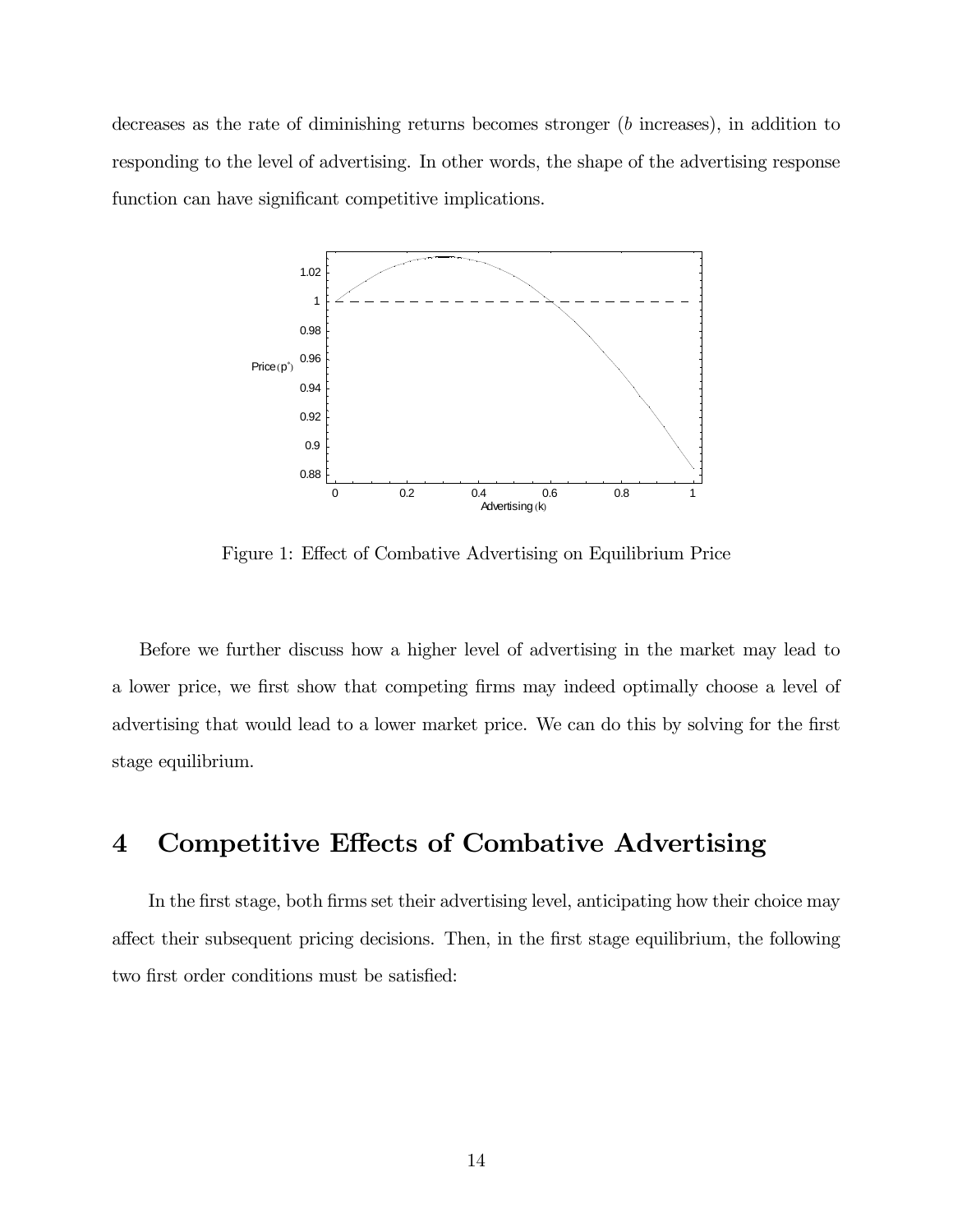decreases as the rate of diminishing returns becomes stronger ($b$ increases), in addition to responding to the level of advertising. In other words, the shape of the advertising response function can have significant competitive implications.

Figure 1: Effect of Combative Advertising on Equilibrium Price

Before we further discuss how a higher level of advertising in the market may lead to a lower price, we first show that competing firms may indeed optimally choose a level of advertising that would lead to a lower market price. We can do this by solving for the first stage equilibrium.

## 4 Competitive Effects of Combative Advertising

In the first stage, both firms set their advertising level, anticipating how their choice may affect their subsequent pricing decisions. Then, in the first stage equilibrium, the following two first order conditions must be satisfied: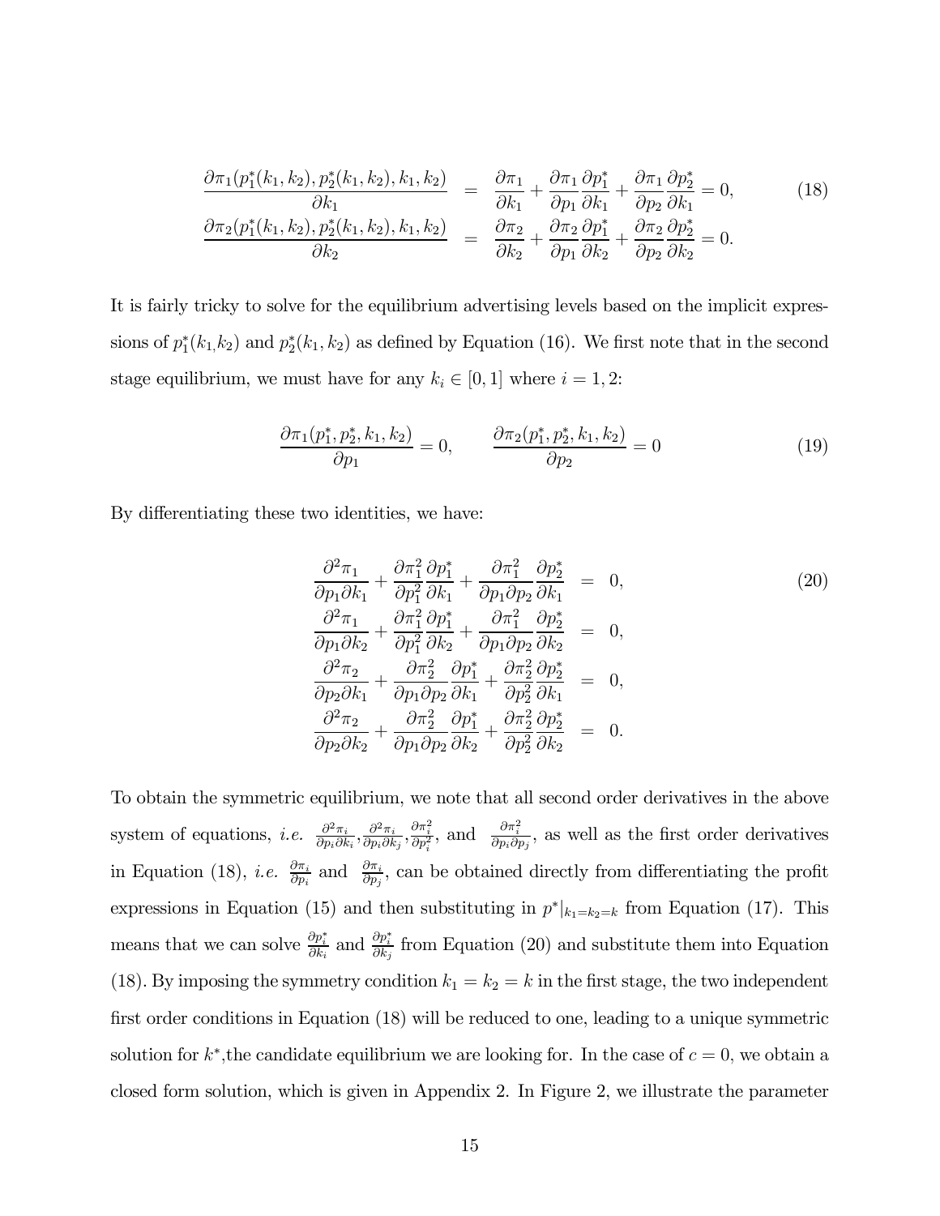$$
\begin{aligned}
\frac{\partial \pi_1(p_1^*(k_1,k_2), p_2^*(k_1,k_2), k_1, k_2)}{\partial k_1} &= \frac{\partial \pi_1}{\partial k_1} + \frac{\partial \pi_1}{\partial p_1}\frac{\partial p_1^*}{\partial k_1} + \frac{\partial \pi_1}{\partial p_2}\frac{\partial p_2^*}{\partial k_1} = 0, \\
\frac{\partial \pi_2(p_1^*(k_1,k_2), p_2^*(k_1,k_2), k_1, k_2)}{\partial k_2} &= \frac{\partial \pi_2}{\partial k_2} + \frac{\partial \pi_2}{\partial p_1}\frac{\partial p_1^*}{\partial k_2} + \frac{\partial \pi_2}{\partial p_2}\frac{\partial p_2^*}{\partial k_2} = 0.
\end{aligned} \tag{18}
$$

It is fairly tricky to solve for the equilibrium advertising levels based on the implicit expressions of $p_1^*(k_1, k_2)$ and $p_2^*(k_1, k_2)$ as defined by Equation (16). We first note that in the second stage equilibrium, we must have for any $k_i \in [0, 1]$ where $i = 1, 2$:

$$
\frac{\partial \pi_1(p_1^*, p_2^*, k_1, k_2)}{\partial p_1} = 0, \qquad \frac{\partial \pi_2(p_1^*, p_2^*, k_1, k_2)}{\partial p_2} = 0 \tag{19}
$$

By differentiating these two identities, we have:

$$
\begin{aligned}
\frac{\partial^2 \pi_1}{\partial p_1 \partial k_1} + \frac{\partial \pi_1^2}{\partial p_1^2}\frac{\partial p_1^*}{\partial k_1} + \frac{\partial \pi_1^2}{\partial p_1 \partial p_2}\frac{\partial p_2^*}{\partial k_1} &= 0, \\
\frac{\partial^2 \pi_1}{\partial p_1 \partial k_2} + \frac{\partial \pi_1^2}{\partial p_1^2}\frac{\partial p_1^*}{\partial k_2} + \frac{\partial \pi_1^2}{\partial p_1 \partial p_2}\frac{\partial p_2^*}{\partial k_2} &= 0, \\
\frac{\partial^2 \pi_2}{\partial p_2 \partial k_1} + \frac{\partial \pi_2^2}{\partial p_1 \partial p_2}\frac{\partial p_1^*}{\partial k_1} + \frac{\partial \pi_2^2}{\partial p_2^2}\frac{\partial p_2^*}{\partial k_1} &= 0, \\
\frac{\partial^2 \pi_2}{\partial p_2 \partial k_2} + \frac{\partial \pi_2^2}{\partial p_1 \partial p_2}\frac{\partial p_1^*}{\partial k_2} + \frac{\partial \pi_2^2}{\partial p_2^2}\frac{\partial p_2^*}{\partial k_2} &= 0.
\end{aligned} \tag{20}
$$

To obtain the symmetric equilibrium, we note that all second order derivatives in the above system of equations, *i.e.* $\frac{\partial^2 \pi_i}{\partial p_i \partial k_i}, \frac{\partial^2 \pi_i}{\partial p_i \partial k_j}, \frac{\partial \pi_i^2}{\partial p_i^2}$, and $\frac{\partial \pi_i^2}{\partial p_i \partial p_j}$, as well as the first order derivatives in Equation (18), *i.e.* $\frac{\partial \pi_i}{\partial p_i}$ and $\frac{\partial \pi_i}{\partial p_j}$, can be obtained directly from differentiating the profit expressions in Equation (15) and then substituting in $p^*|_{k_1=k_2=k}$ from Equation (17). This means that we can solve $\frac{\partial p_i^*}{\partial k_i}$ and $\frac{\partial p_i^*}{\partial k_j}$ from Equation (20) and substitute them into Equation (18). By imposing the symmetry condition $k_1 = k_2 = k$ in the first stage, the two independent first order conditions in Equation (18) will be reduced to one, leading to a unique symmetric solution for $k^*$,the candidate equilibrium we are looking for. In the case of $c = 0$, we obtain a closed form solution, which is given in Appendix 2. In Figure 2, we illustrate the parameter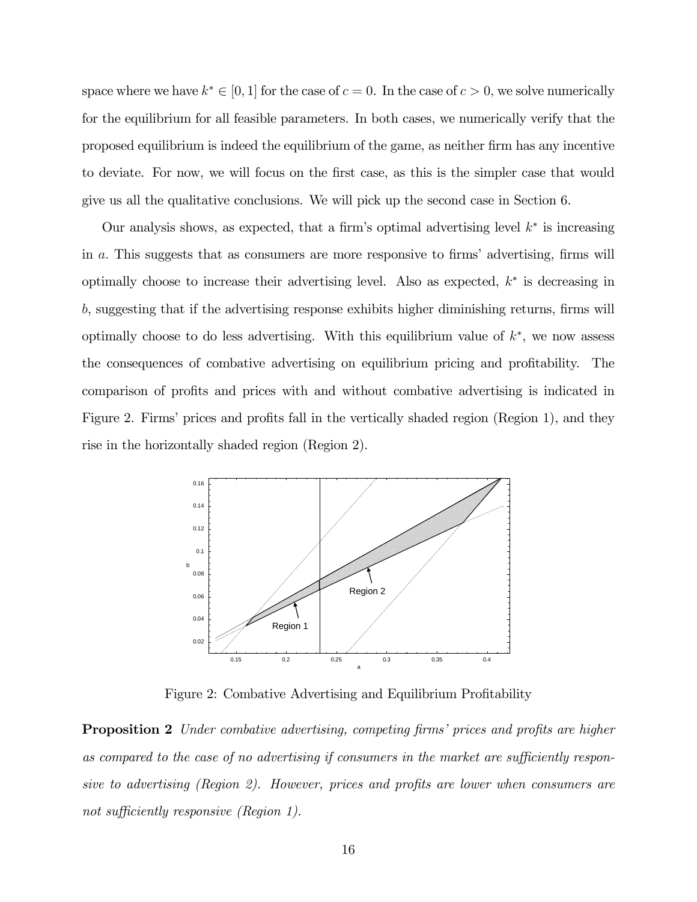space where we have $k^* \in [0, 1]$ for the case of $c = 0$. In the case of $c > 0$, we solve numerically for the equilibrium for all feasible parameters. In both cases, we numerically verify that the proposed equilibrium is indeed the equilibrium of the game, as neither firm has any incentive to deviate. For now, we will focus on the first case, as this is the simpler case that would give us all the qualitative conclusions. We will pick up the second case in Section 6.

Our analysis shows, as expected, that a firm's optimal advertising level $k^*$ is increasing in $a$. This suggests that as consumers are more responsive to firms' advertising, firms will optimally choose to increase their advertising level. Also as expected, $k^*$ is decreasing in $b$, suggesting that if the advertising response exhibits higher diminishing returns, firms will optimally choose to do less advertising. With this equilibrium value of $k^*$, we now assess the consequences of combative advertising on equilibrium pricing and profitability. The comparison of profits and prices with and without combative advertising is indicated in Figure 2. Firms' prices and profits fall in the vertically shaded region (Region 1), and they rise in the horizontally shaded region (Region 2).

Figure 2: Combative Advertising and Equilibrium Profitability

**Proposition 2** *Under combative advertising, competing firms' prices and profits are higher as compared to the case of no advertising if consumers in the market are sufficiently responsive to advertising (Region 2). However, prices and profits are lower when consumers are not sufficiently responsive (Region 1).*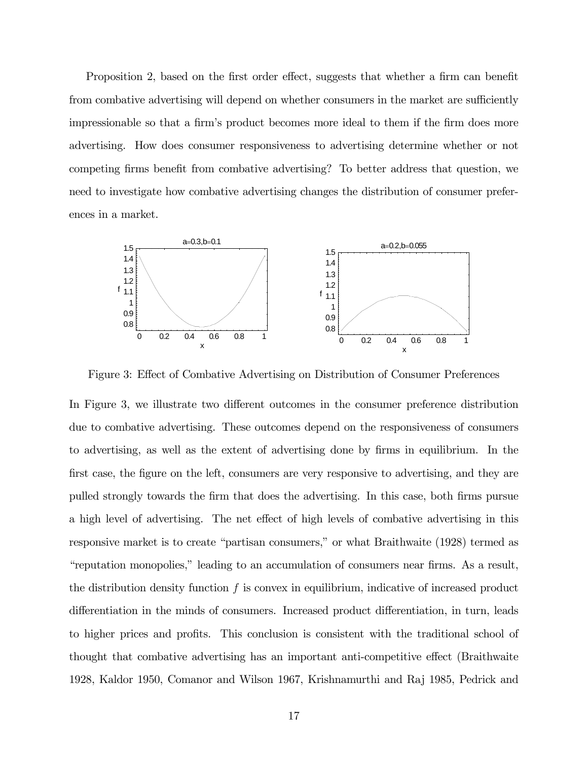Proposition 2, based on the first order effect, suggests that whether a firm can benefit from combative advertising will depend on whether consumers in the market are sufficiently impressionable so that a firm's product becomes more ideal to them if the firm does more advertising. How does consumer responsiveness to advertising determine whether or not competing firms benefit from combative advertising? To better address that question, we need to investigate how combative advertising changes the distribution of consumer preferences in a market.

Figure 3: Effect of Combative Advertising on Distribution of Consumer Preferences

In Figure 3, we illustrate two different outcomes in the consumer preference distribution due to combative advertising. These outcomes depend on the responsiveness of consumers to advertising, as well as the extent of advertising done by firms in equilibrium. In the first case, the figure on the left, consumers are very responsive to advertising, and they are pulled strongly towards the firm that does the advertising. In this case, both firms pursue a high level of advertising. The net effect of high levels of combative advertising in this responsive market is to create "partisan consumers," or what Braithwaite (1928) termed as "reputation monopolies," leading to an accumulation of consumers near firms. As a result, the distribution density function $f$ is convex in equilibrium, indicative of increased product differentiation in the minds of consumers. Increased product differentiation, in turn, leads to higher prices and profits. This conclusion is consistent with the traditional school of thought that combative advertising has an important anti-competitive effect (Braithwaite 1928, Kaldor 1950, Comanor and Wilson 1967, Krishnamurthi and Raj 1985, Pedrick and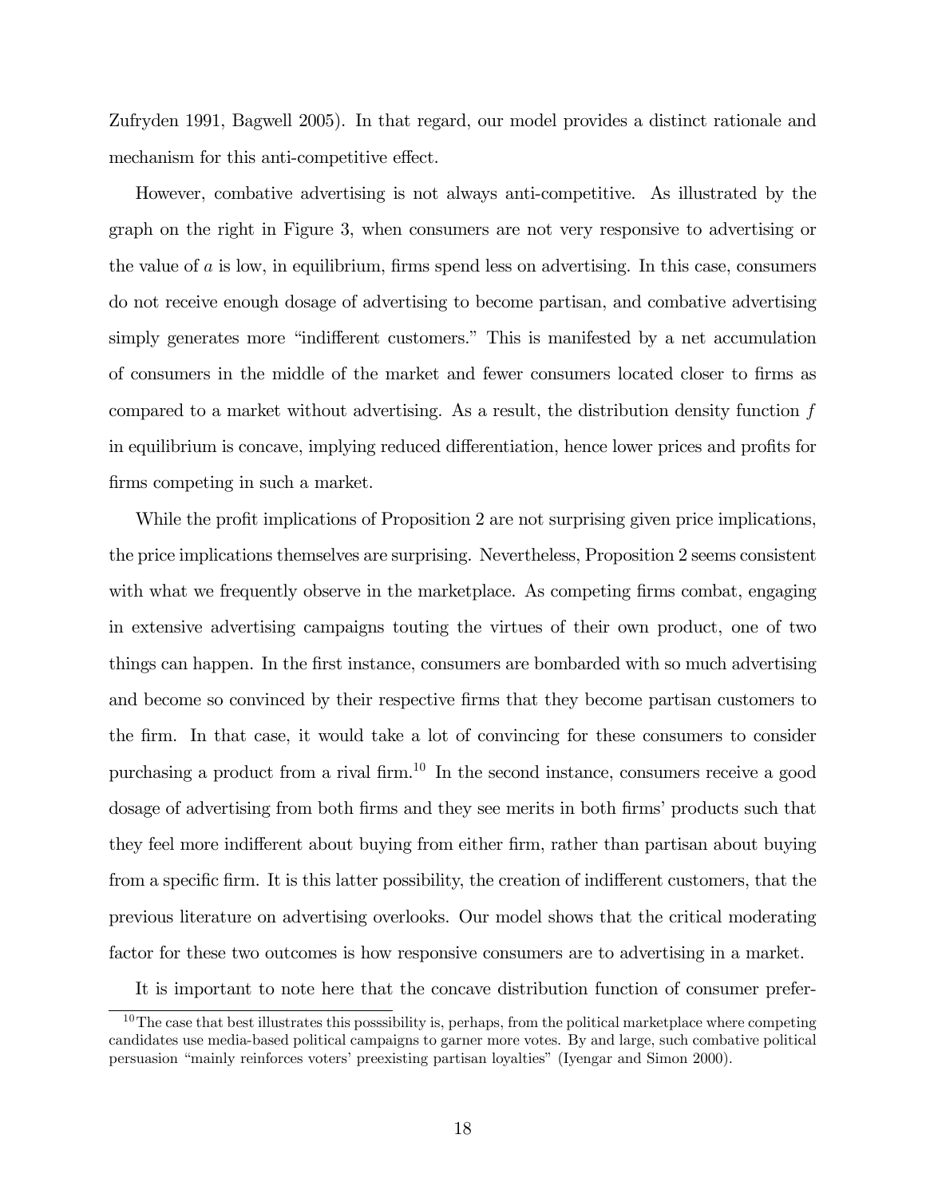Zufryden 1991, Bagwell 2005). In that regard, our model provides a distinct rationale and mechanism for this anti-competitive effect.

However, combative advertising is not always anti-competitive. As illustrated by the graph on the right in Figure 3, when consumers are not very responsive to advertising or the value of $a$ is low, in equilibrium, firms spend less on advertising. In this case, consumers do not receive enough dosage of advertising to become partisan, and combative advertising simply generates more "indifferent customers." This is manifested by a net accumulation of consumers in the middle of the market and fewer consumers located closer to firms as compared to a market without advertising. As a result, the distribution density function $f$ in equilibrium is concave, implying reduced differentiation, hence lower prices and profits for firms competing in such a market.

While the profit implications of Proposition 2 are not surprising given price implications, the price implications themselves are surprising. Nevertheless, Proposition 2 seems consistent with what we frequently observe in the marketplace. As competing firms combat, engaging in extensive advertising campaigns touting the virtues of their own product, one of two things can happen. In the first instance, consumers are bombarded with so much advertising and become so convinced by their respective firms that they become partisan customers to the firm. In that case, it would take a lot of convincing for these consumers to consider purchasing a product from a rival firm.[10] In the second instance, consumers receive a good dosage of advertising from both firms and they see merits in both firms' products such that they feel more indifferent about buying from either firm, rather than partisan about buying from a specific firm. It is this latter possibility, the creation of indifferent customers, that the previous literature on advertising overlooks. Our model shows that the critical moderating factor for these two outcomes is how responsive consumers are to advertising in a market.

It is important to note here that the concave distribution function of consumer prefer-

[10] The case that best illustrates this posssibility is, perhaps, from the political marketplace where competing candidates use media-based political campaigns to garner more votes. By and large, such combative political persuasion "mainly reinforces voters' preexisting partisan loyalties" (Iyengar and Simon 2000).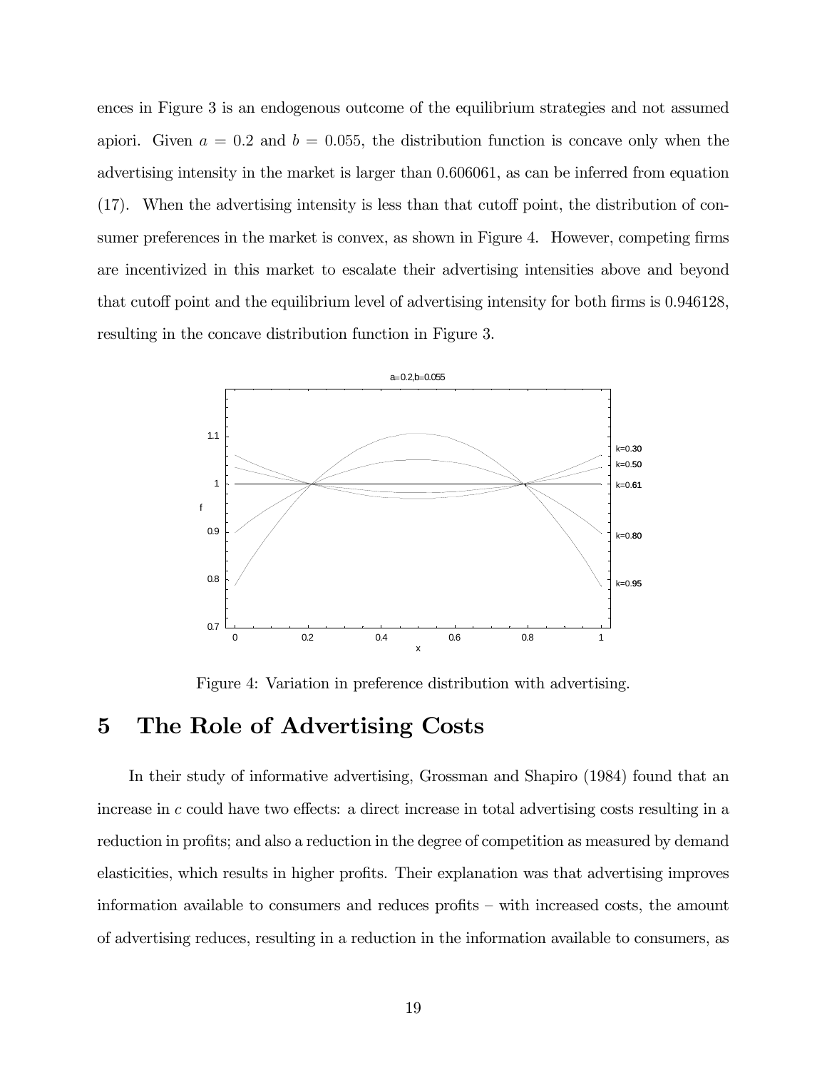ences in Figure 3 is an endogenous outcome of the equilibrium strategies and not assumed apiori. Given $a = 0.2$ and $b = 0.055$, the distribution function is concave only when the advertising intensity in the market is larger than 0.606061, as can be inferred from equation (17). When the advertising intensity is less than that cutoff point, the distribution of consumer preferences in the market is convex, as shown in Figure 4. However, competing firms are incentivized in this market to escalate their advertising intensities above and beyond that cutoff point and the equilibrium level of advertising intensity for both firms is 0.946128, resulting in the concave distribution function in Figure 3.

Figure 4: Variation in preference distribution with advertising.

# 5 The Role of Advertising Costs

In their study of informative advertising, Grossman and Shapiro (1984) found that an increase in $c$ could have two effects: a direct increase in total advertising costs resulting in a reduction in profits; and also a reduction in the degree of competition as measured by demand elasticities, which results in higher profits. Their explanation was that advertising improves information available to consumers and reduces profits – with increased costs, the amount of advertising reduces, resulting in a reduction in the information available to consumers, as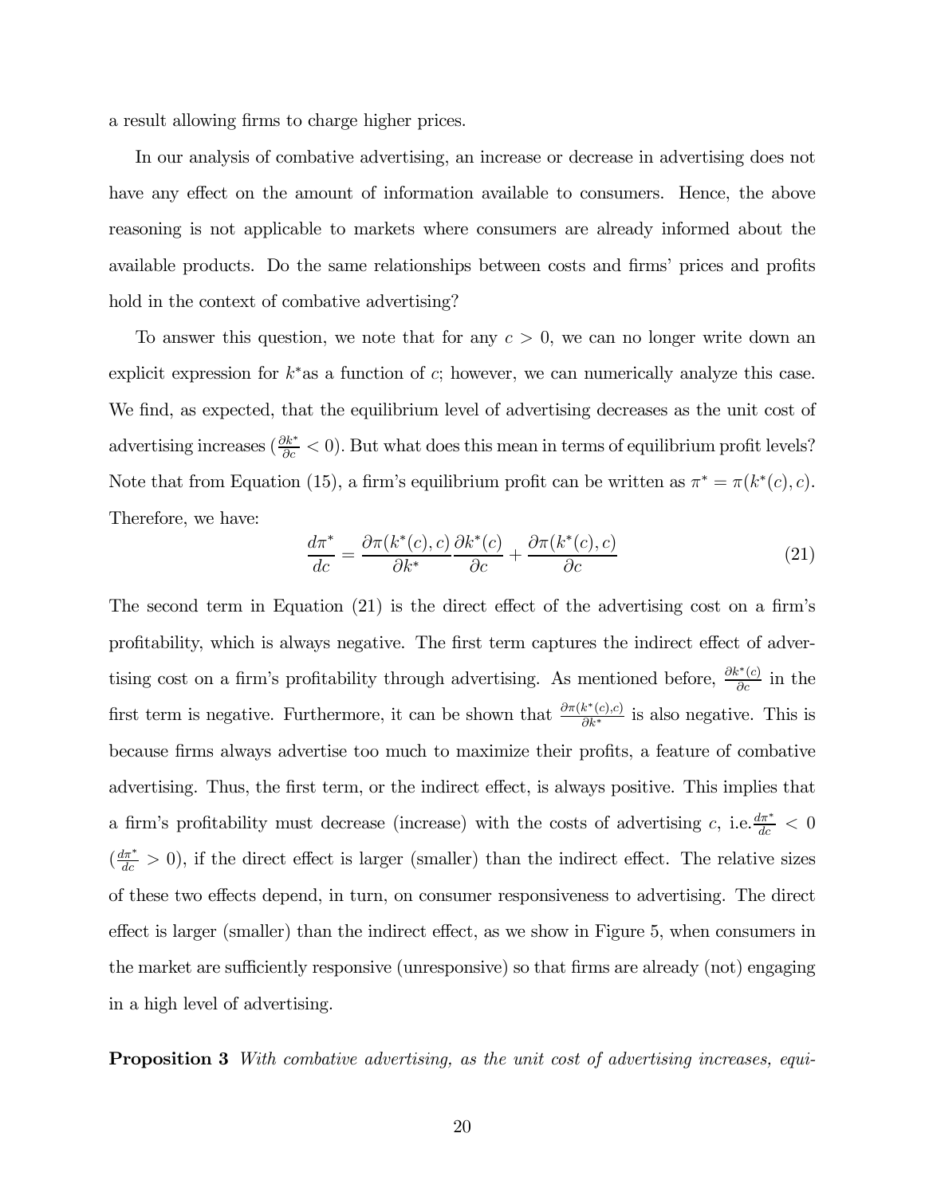a result allowing firms to charge higher prices.

In our analysis of combative advertising, an increase or decrease in advertising does not have any effect on the amount of information available to consumers. Hence, the above reasoning is not applicable to markets where consumers are already informed about the available products. Do the same relationships between costs and firms' prices and profits hold in the context of combative advertising?

To answer this question, we note that for any $c > 0$, we can no longer write down an explicit expression for $k^*$as a function of $c$; however, we can numerically analyze this case. We find, as expected, that the equilibrium level of advertising decreases as the unit cost of advertising increases ($\frac{\partial k^*}{\partial c} < 0$). But what does this mean in terms of equilibrium profit levels? Note that from Equation (15), a firm's equilibrium profit can be written as $\pi^* = \pi(k^*(c), c)$. Therefore, we have:

$$\frac{d\pi^*}{dc} = \frac{\partial \pi(k^*(c), c)}{\partial k^*} \frac{\partial k^*(c)}{\partial c} + \frac{\partial \pi(k^*(c), c)}{\partial c} \tag{21}$$

The second term in Equation (21) is the direct effect of the advertising cost on a firm's profitability, which is always negative. The first term captures the indirect effect of advertising cost on a firm's profitability through advertising. As mentioned before, $\frac{\partial k^*(c)}{\partial c}$ in the first term is negative. Furthermore, it can be shown that $\frac{\partial \pi(k^*(c),c)}{\partial k^*}$ is also negative. This is because firms always advertise too much to maximize their profits, a feature of combative advertising. Thus, the first term, or the indirect effect, is always positive. This implies that a firm's profitability must decrease (increase) with the costs of advertising $c$, i.e.$\frac{d\pi^*}{dc} < 0$ ($\frac{d\pi^*}{dc} > 0$), if the direct effect is larger (smaller) than the indirect effect. The relative sizes of these two effects depend, in turn, on consumer responsiveness to advertising. The direct effect is larger (smaller) than the indirect effect, as we show in Figure 5, when consumers in the market are sufficiently responsive (unresponsive) so that firms are already (not) engaging in a high level of advertising.

**Proposition 3** *With combative advertising, as the unit cost of advertising increases, equi-*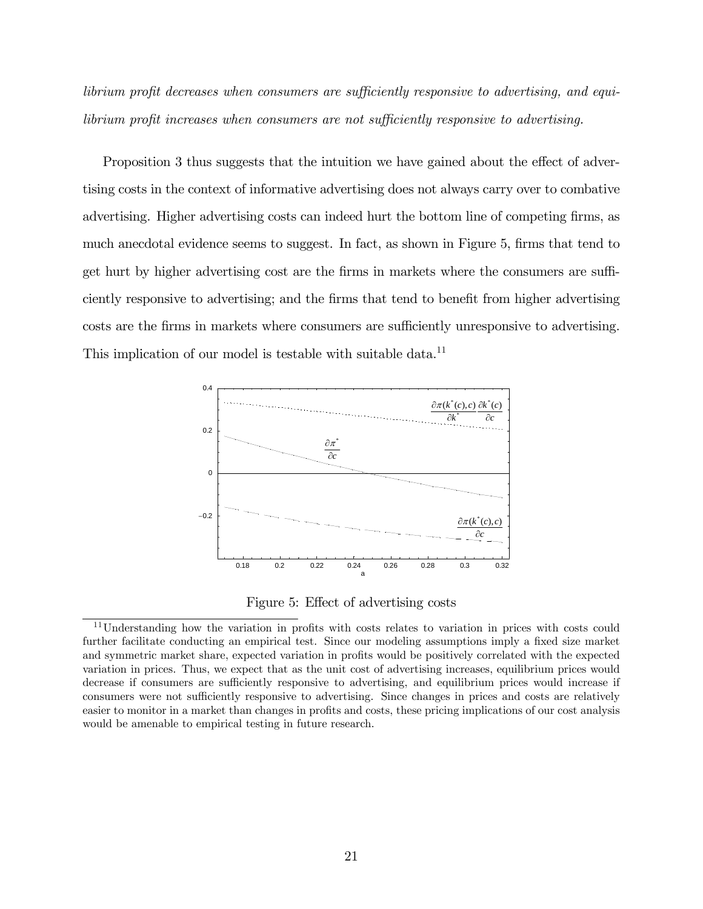*librium profit decreases when consumers are sufficiently responsive to advertising, and equilibrium profit increases when consumers are not sufficiently responsive to advertising.*

Proposition 3 thus suggests that the intuition we have gained about the effect of advertising costs in the context of informative advertising does not always carry over to combative advertising. Higher advertising costs can indeed hurt the bottom line of competing firms, as much anecdotal evidence seems to suggest. In fact, as shown in Figure 5, firms that tend to get hurt by higher advertising cost are the firms in markets where the consumers are sufficiently responsive to advertising; and the firms that tend to benefit from higher advertising costs are the firms in markets where consumers are sufficiently unresponsive to advertising. This implication of our model is testable with suitable data.[11]

Figure 5: Effect of advertising costs

[11] Understanding how the variation in profits with costs relates to variation in prices with costs could further facilitate conducting an empirical test. Since our modeling assumptions imply a fixed size market and symmetric market share, expected variation in profits would be positively correlated with the expected variation in prices. Thus, we expect that as the unit cost of advertising increases, equilibrium prices would decrease if consumers are sufficiently responsive to advertising, and equilibrium prices would increase if consumers were not sufficiently responsive to advertising. Since changes in prices and costs are relatively easier to monitor in a market than changes in profits and costs, these pricing implications of our cost analysis would be amenable to empirical testing in future research.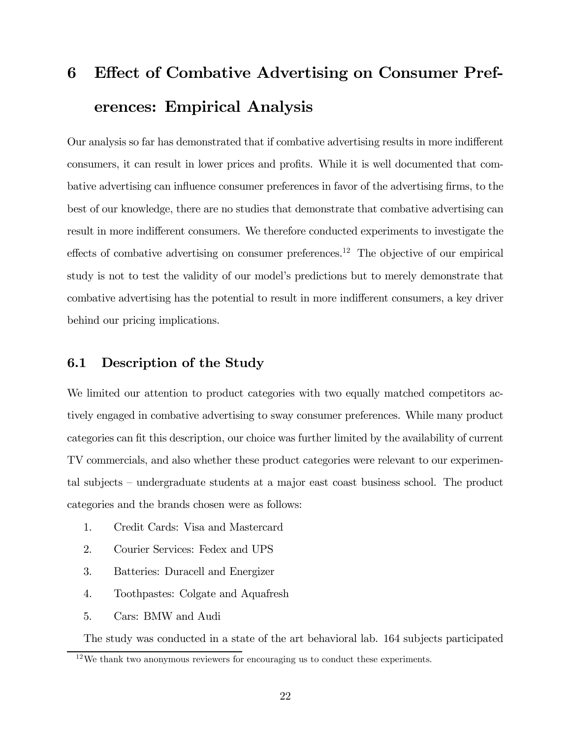# 6 Effect of Combative Advertising on Consumer Preferences: Empirical Analysis

Our analysis so far has demonstrated that if combative advertising results in more indifferent consumers, it can result in lower prices and profits. While it is well documented that combative advertising can influence consumer preferences in favor of the advertising firms, to the best of our knowledge, there are no studies that demonstrate that combative advertising can result in more indifferent consumers. We therefore conducted experiments to investigate the effects of combative advertising on consumer preferences.[12] The objective of our empirical study is not to test the validity of our model's predictions but to merely demonstrate that combative advertising has the potential to result in more indifferent consumers, a key driver behind our pricing implications.

## 6.1 Description of the Study

We limited our attention to product categories with two equally matched competitors actively engaged in combative advertising to sway consumer preferences. While many product categories can fit this description, our choice was further limited by the availability of current TV commercials, and also whether these product categories were relevant to our experimental subjects – undergraduate students at a major east coast business school. The product categories and the brands chosen were as follows:

1. Credit Cards: Visa and Mastercard
2. Courier Services: Fedex and UPS
3. Batteries: Duracell and Energizer
4. Toothpastes: Colgate and Aquafresh
5. Cars: BMW and Audi

The study was conducted in a state of the art behavioral lab. 164 subjects participated

[12] We thank two anonymous reviewers for encouraging us to conduct these experiments.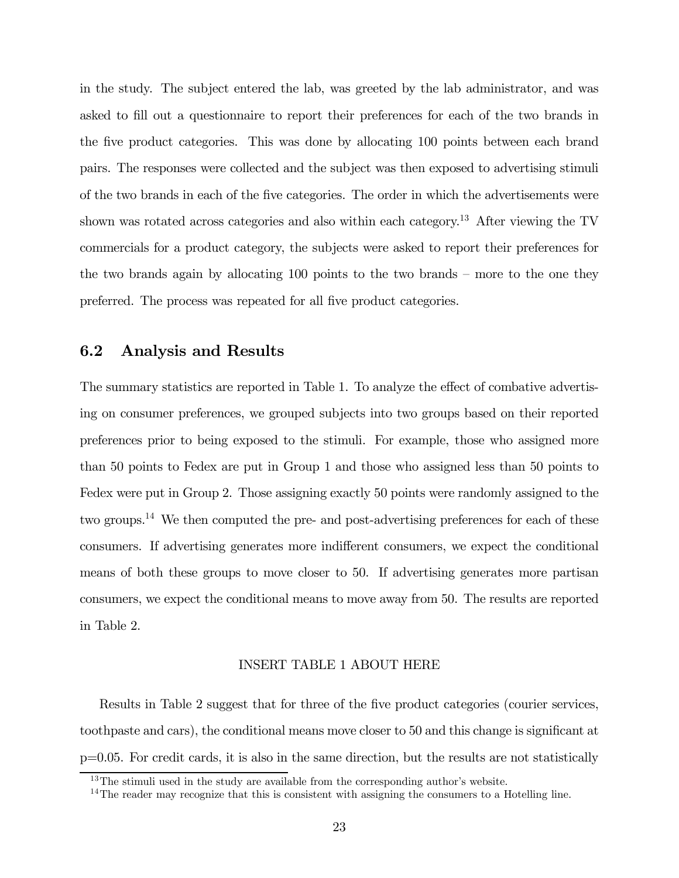in the study. The subject entered the lab, was greeted by the lab administrator, and was asked to fill out a questionnaire to report their preferences for each of the two brands in the five product categories. This was done by allocating 100 points between each brand pairs. The responses were collected and the subject was then exposed to advertising stimuli of the two brands in each of the five categories. The order in which the advertisements were shown was rotated across categories and also within each category.[13] After viewing the TV commercials for a product category, the subjects were asked to report their preferences for the two brands again by allocating 100 points to the two brands – more to the one they preferred. The process was repeated for all five product categories.

## 6.2 Analysis and Results

The summary statistics are reported in Table 1. To analyze the effect of combative advertising on consumer preferences, we grouped subjects into two groups based on their reported preferences prior to being exposed to the stimuli. For example, those who assigned more than 50 points to Fedex are put in Group 1 and those who assigned less than 50 points to Fedex were put in Group 2. Those assigning exactly 50 points were randomly assigned to the two groups.[14] We then computed the pre- and post-advertising preferences for each of these consumers. If advertising generates more indifferent consumers, we expect the conditional means of both these groups to move closer to 50. If advertising generates more partisan consumers, we expect the conditional means to move away from 50. The results are reported in Table 2.

INSERT TABLE 1 ABOUT HERE

Results in Table 2 suggest that for three of the five product categories (courier services, toothpaste and cars), the conditional means move closer to 50 and this change is significant at p=0.05. For credit cards, it is also in the same direction, but the results are not statistically

[13] The stimuli used in the study are available from the corresponding author's website.

[14] The reader may recognize that this is consistent with assigning the consumers to a Hotelling line.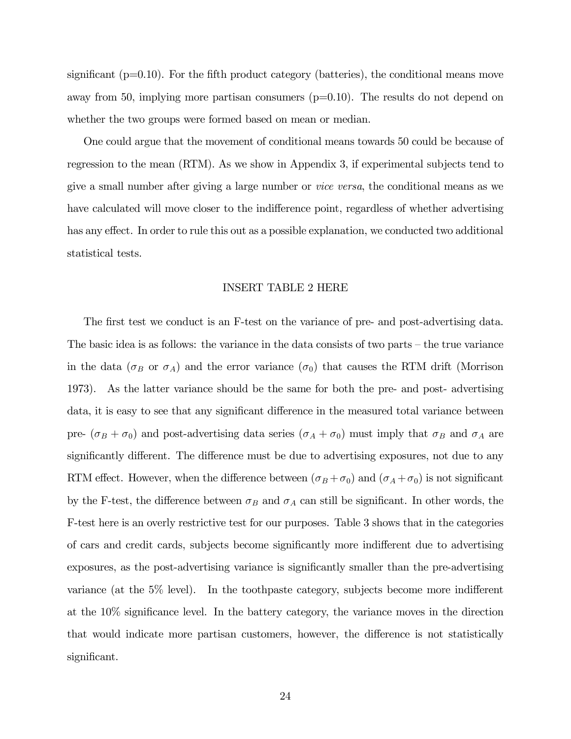significant (p=0.10). For the fifth product category (batteries), the conditional means move away from 50, implying more partisan consumers (p=0.10). The results do not depend on whether the two groups were formed based on mean or median.

One could argue that the movement of conditional means towards 50 could be because of regression to the mean (RTM). As we show in Appendix 3, if experimental subjects tend to give a small number after giving a large number or *vice versa*, the conditional means as we have calculated will move closer to the indifference point, regardless of whether advertising has any effect. In order to rule this out as a possible explanation, we conducted two additional statistical tests.

INSERT TABLE 2 HERE

The first test we conduct is an F-test on the variance of pre- and post-advertising data. The basic idea is as follows: the variance in the data consists of two parts – the true variance in the data ($\sigma_B$ or $\sigma_A$) and the error variance ($\sigma_0$) that causes the RTM drift (Morrison 1973). As the latter variance should be the same for both the pre- and post- advertising data, it is easy to see that any significant difference in the measured total variance between pre- ($\sigma_B + \sigma_0$) and post-advertising data series ($\sigma_A + \sigma_0$) must imply that $\sigma_B$ and $\sigma_A$ are significantly different. The difference must be due to advertising exposures, not due to any RTM effect. However, when the difference between ($\sigma_B + \sigma_0$) and ($\sigma_A + \sigma_0$) is not significant by the F-test, the difference between $\sigma_B$ and $\sigma_A$ can still be significant. In other words, the F-test here is an overly restrictive test for our purposes. Table 3 shows that in the categories of cars and credit cards, subjects become significantly more indifferent due to advertising exposures, as the post-advertising variance is significantly smaller than the pre-advertising variance (at the 5% level). In the toothpaste category, subjects become more indifferent at the 10% significance level. In the battery category, the variance moves in the direction that would indicate more partisan customers, however, the difference is not statistically significant.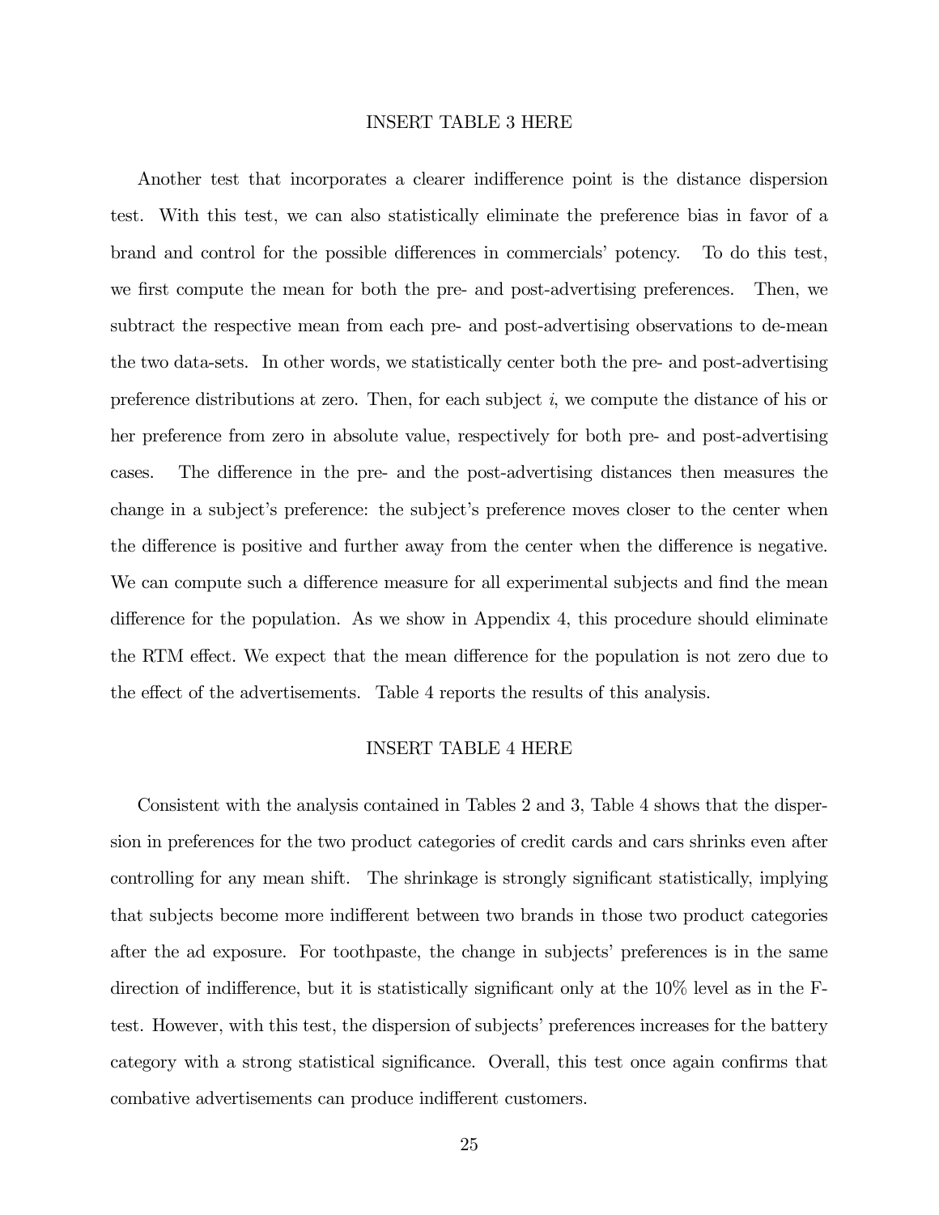INSERT TABLE 3 HERE

Another test that incorporates a clearer indifference point is the distance dispersion test. With this test, we can also statistically eliminate the preference bias in favor of a brand and control for the possible differences in commercials' potency. To do this test, we first compute the mean for both the pre- and post-advertising preferences. Then, we subtract the respective mean from each pre- and post-advertising observations to de-mean the two data-sets. In other words, we statistically center both the pre- and post-advertising preference distributions at zero. Then, for each subject $i$, we compute the distance of his or her preference from zero in absolute value, respectively for both pre- and post-advertising cases. The difference in the pre- and the post-advertising distances then measures the change in a subject's preference: the subject's preference moves closer to the center when the difference is positive and further away from the center when the difference is negative. We can compute such a difference measure for all experimental subjects and find the mean difference for the population. As we show in Appendix 4, this procedure should eliminate the RTM effect. We expect that the mean difference for the population is not zero due to the effect of the advertisements. Table 4 reports the results of this analysis.

INSERT TABLE 4 HERE

Consistent with the analysis contained in Tables 2 and 3, Table 4 shows that the dispersion in preferences for the two product categories of credit cards and cars shrinks even after controlling for any mean shift. The shrinkage is strongly significant statistically, implying that subjects become more indifferent between two brands in those two product categories after the ad exposure. For toothpaste, the change in subjects' preferences is in the same direction of indifference, but it is statistically significant only at the 10% level as in the F-test. However, with this test, the dispersion of subjects' preferences increases for the battery category with a strong statistical significance. Overall, this test once again confirms that combative advertisements can produce indifferent customers.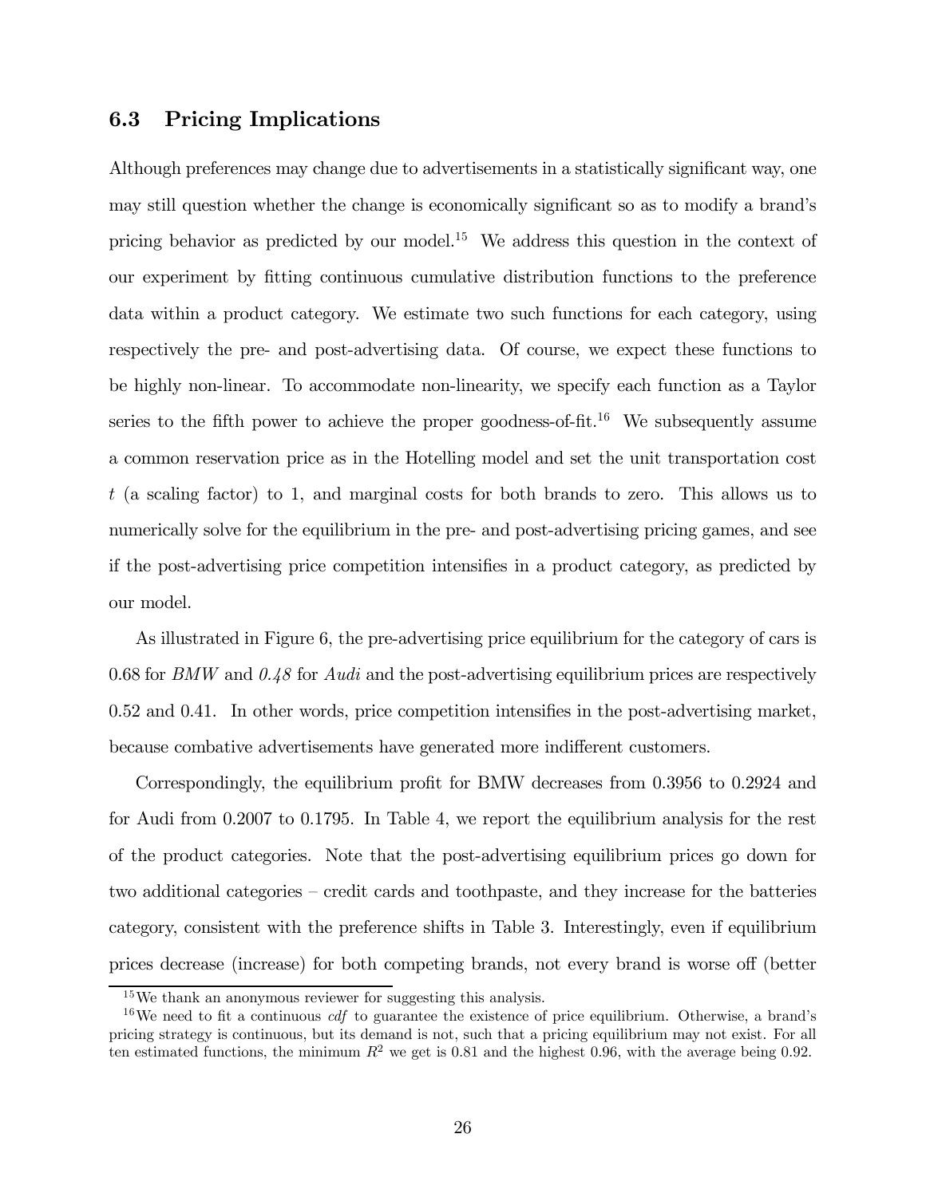### 6.3 Pricing Implications

Although preferences may change due to advertisements in a statistically significant way, one may still question whether the change is economically significant so as to modify a brand's pricing behavior as predicted by our model.[15] We address this question in the context of our experiment by fitting continuous cumulative distribution functions to the preference data within a product category. We estimate two such functions for each category, using respectively the pre- and post-advertising data. Of course, we expect these functions to be highly non-linear. To accommodate non-linearity, we specify each function as a Taylor series to the fifth power to achieve the proper goodness-of-fit.[16] We subsequently assume a common reservation price as in the Hotelling model and set the unit transportation cost $t$ (a scaling factor) to 1, and marginal costs for both brands to zero. This allows us to numerically solve for the equilibrium in the pre- and post-advertising pricing games, and see if the post-advertising price competition intensifies in a product category, as predicted by our model.

As illustrated in Figure 6, the pre-advertising price equilibrium for the category of cars is 0.68 for *BMW* and *0.48* for *Audi* and the post-advertising equilibrium prices are respectively 0.52 and 0.41. In other words, price competition intensifies in the post-advertising market, because combative advertisements have generated more indifferent customers.

Correspondingly, the equilibrium profit for BMW decreases from 0.3956 to 0.2924 and for Audi from 0.2007 to 0.1795. In Table 4, we report the equilibrium analysis for the rest of the product categories. Note that the post-advertising equilibrium prices go down for two additional categories – credit cards and toothpaste, and they increase for the batteries category, consistent with the preference shifts in Table 3. Interestingly, even if equilibrium prices decrease (increase) for both competing brands, not every brand is worse off (better

[15] We thank an anonymous reviewer for suggesting this analysis.

[16] We need to fit a continuous *cdf* to guarantee the existence of price equilibrium. Otherwise, a brand's pricing strategy is continuous, but its demand is not, such that a pricing equilibrium may not exist. For all ten estimated functions, the minimum $R^2$ we get is 0.81 and the highest 0.96, with the average being 0.92.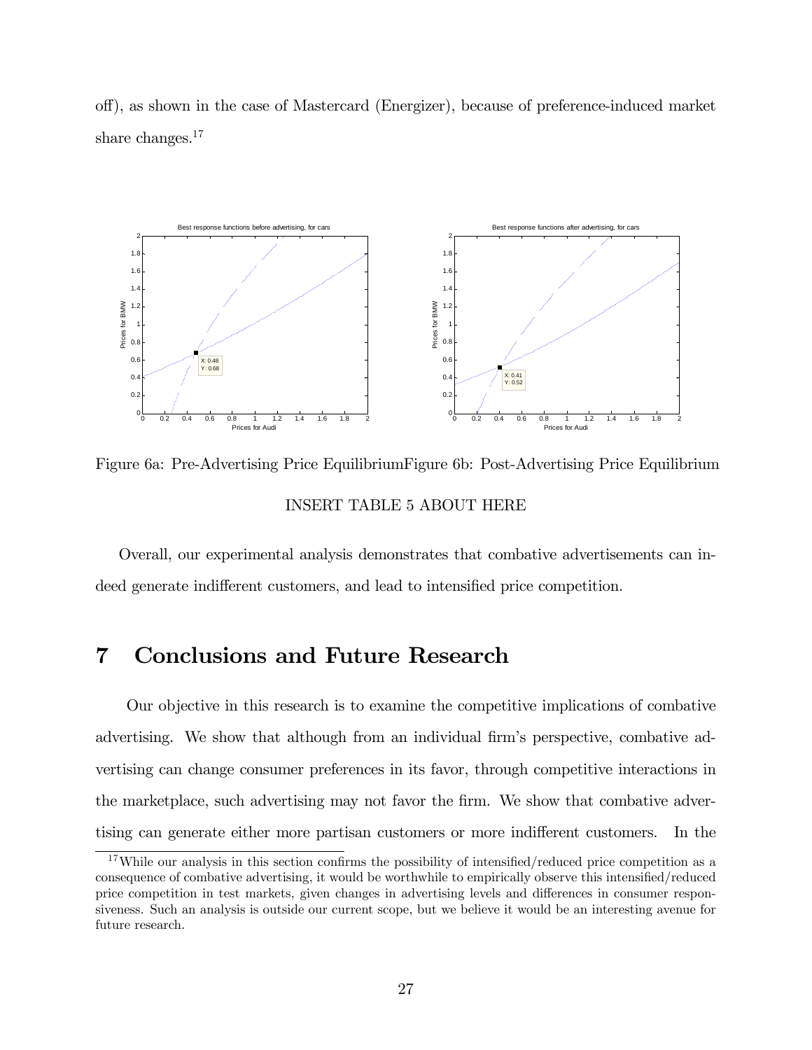off), as shown in the case of Mastercard (Energizer), because of preference-induced market share changes.[17]

Figure 6a: Pre-Advertising Price EquilibriumFigure 6b: Post-Advertising Price Equilibrium

INSERT TABLE 5 ABOUT HERE

Overall, our experimental analysis demonstrates that combative advertisements can indeed generate indifferent customers, and lead to intensified price competition.

# 7 Conclusions and Future Research

Our objective in this research is to examine the competitive implications of combative advertising. We show that although from an individual firm's perspective, combative advertising can change consumer preferences in its favor, through competitive interactions in the marketplace, such advertising may not favor the firm. We show that combative advertising can generate either more partisan customers or more indifferent customers. In the

[17] While our analysis in this section confirms the possibility of intensified/reduced price competition as a consequence of combative advertising, it would be worthwhile to empirically observe this intensified/reduced price competition in test markets, given changes in advertising levels and differences in consumer responsiveness. Such an analysis is outside our current scope, but we believe it would be an interesting avenue for future research.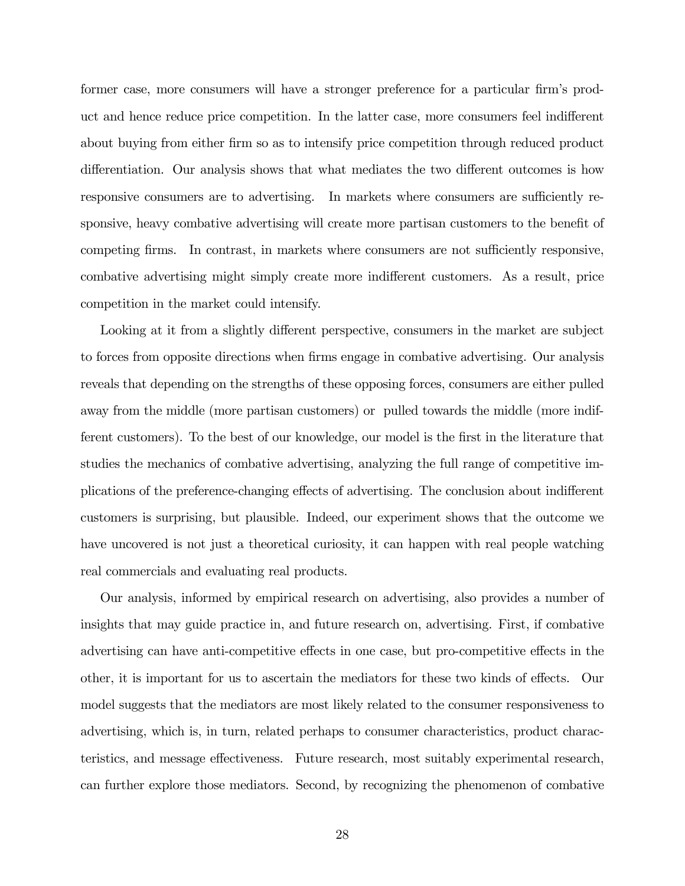former case, more consumers will have a stronger preference for a particular firm's product and hence reduce price competition. In the latter case, more consumers feel indifferent about buying from either firm so as to intensify price competition through reduced product differentiation. Our analysis shows that what mediates the two different outcomes is how responsive consumers are to advertising. In markets where consumers are sufficiently responsive, heavy combative advertising will create more partisan customers to the benefit of competing firms. In contrast, in markets where consumers are not sufficiently responsive, combative advertising might simply create more indifferent customers. As a result, price competition in the market could intensify.

Looking at it from a slightly different perspective, consumers in the market are subject to forces from opposite directions when firms engage in combative advertising. Our analysis reveals that depending on the strengths of these opposing forces, consumers are either pulled away from the middle (more partisan customers) or pulled towards the middle (more indifferent customers). To the best of our knowledge, our model is the first in the literature that studies the mechanics of combative advertising, analyzing the full range of competitive implications of the preference-changing effects of advertising. The conclusion about indifferent customers is surprising, but plausible. Indeed, our experiment shows that the outcome we have uncovered is not just a theoretical curiosity, it can happen with real people watching real commercials and evaluating real products.

Our analysis, informed by empirical research on advertising, also provides a number of insights that may guide practice in, and future research on, advertising. First, if combative advertising can have anti-competitive effects in one case, but pro-competitive effects in the other, it is important for us to ascertain the mediators for these two kinds of effects. Our model suggests that the mediators are most likely related to the consumer responsiveness to advertising, which is, in turn, related perhaps to consumer characteristics, product characteristics, and message effectiveness. Future research, most suitably experimental research, can further explore those mediators. Second, by recognizing the phenomenon of combative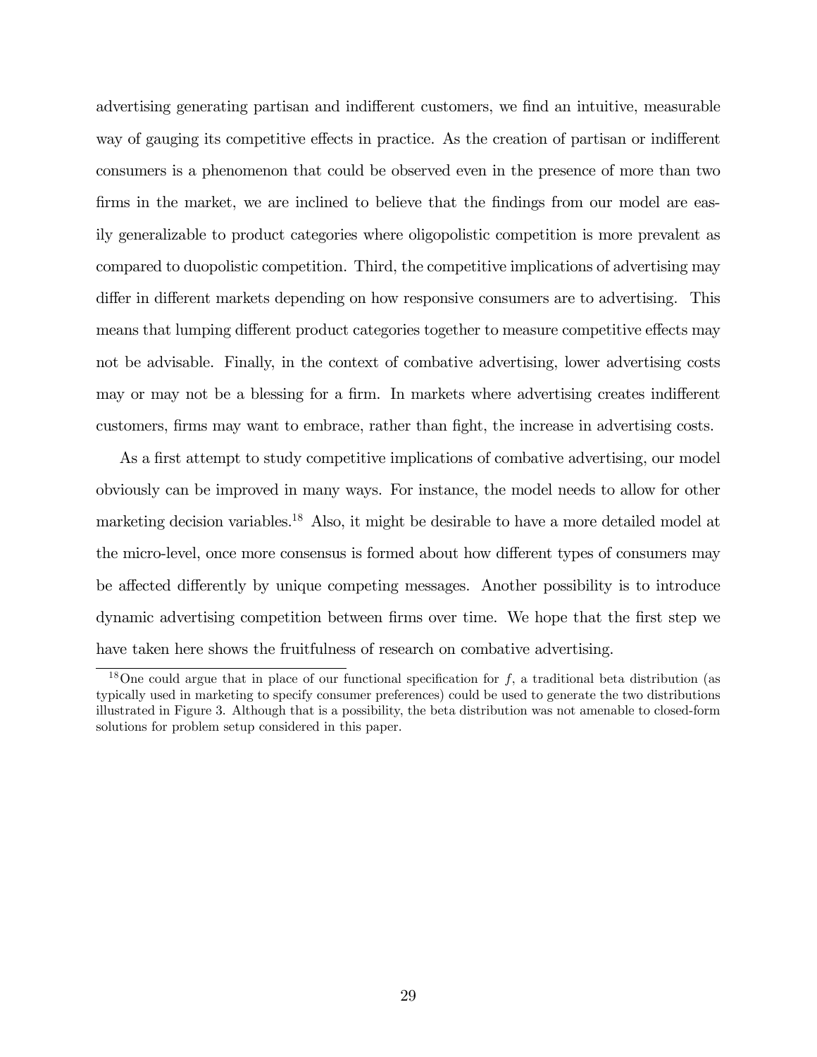advertising generating partisan and indifferent customers, we find an intuitive, measurable way of gauging its competitive effects in practice. As the creation of partisan or indifferent consumers is a phenomenon that could be observed even in the presence of more than two firms in the market, we are inclined to believe that the findings from our model are easily generalizable to product categories where oligopolistic competition is more prevalent as compared to duopolistic competition. Third, the competitive implications of advertising may differ in different markets depending on how responsive consumers are to advertising. This means that lumping different product categories together to measure competitive effects may not be advisable. Finally, in the context of combative advertising, lower advertising costs may or may not be a blessing for a firm. In markets where advertising creates indifferent customers, firms may want to embrace, rather than fight, the increase in advertising costs.

As a first attempt to study competitive implications of combative advertising, our model obviously can be improved in many ways. For instance, the model needs to allow for other marketing decision variables.[18] Also, it might be desirable to have a more detailed model at the micro-level, once more consensus is formed about how different types of consumers may be affected differently by unique competing messages. Another possibility is to introduce dynamic advertising competition between firms over time. We hope that the first step we have taken here shows the fruitfulness of research on combative advertising.

---

[18] One could argue that in place of our functional specification for $f$, a traditional beta distribution (as typically used in marketing to specify consumer preferences) could be used to generate the two distributions illustrated in Figure 3. Although that is a possibility, the beta distribution was not amenable to closed-form solutions for problem setup considered in this paper.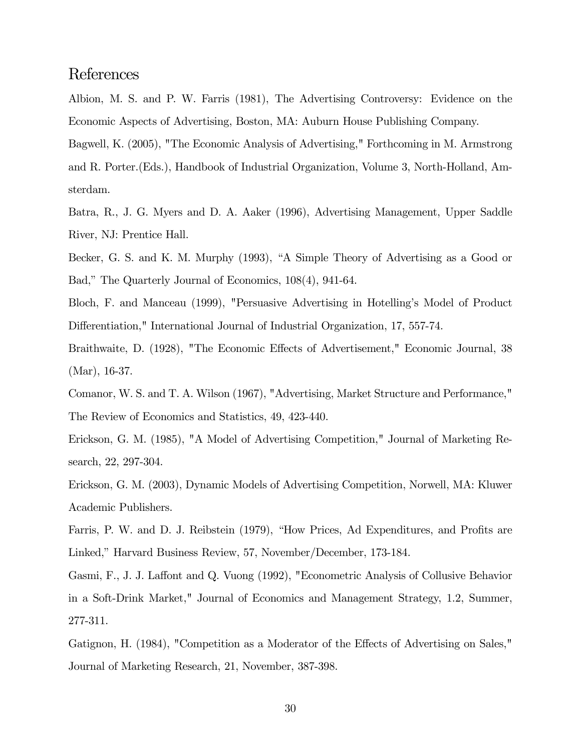# References

Albion, M. S. and P. W. Farris (1981), The Advertising Controversy: Evidence on the Economic Aspects of Advertising, Boston, MA: Auburn House Publishing Company.

Bagwell, K. (2005), "The Economic Analysis of Advertising," Forthcoming in M. Armstrong and R. Porter.(Eds.), Handbook of Industrial Organization, Volume 3, North-Holland, Amsterdam.

Batra, R., J. G. Myers and D. A. Aaker (1996), Advertising Management, Upper Saddle River, NJ: Prentice Hall.

Becker, G. S. and K. M. Murphy (1993), "A Simple Theory of Advertising as a Good or Bad," The Quarterly Journal of Economics, 108(4), 941-64.

Bloch, F. and Manceau (1999), "Persuasive Advertising in Hotelling's Model of Product Differentiation," International Journal of Industrial Organization, 17, 557-74.

Braithwaite, D. (1928), "The Economic Effects of Advertisement," Economic Journal, 38 (Mar), 16-37.

Comanor, W. S. and T. A. Wilson (1967), "Advertising, Market Structure and Performance," The Review of Economics and Statistics, 49, 423-440.

Erickson, G. M. (1985), "A Model of Advertising Competition," Journal of Marketing Research, 22, 297-304.

Erickson, G. M. (2003), Dynamic Models of Advertising Competition, Norwell, MA: Kluwer Academic Publishers.

Farris, P. W. and D. J. Reibstein (1979), "How Prices, Ad Expenditures, and Profits are Linked," Harvard Business Review, 57, November/December, 173-184.

Gasmi, F., J. J. Laffont and Q. Vuong (1992), "Econometric Analysis of Collusive Behavior in a Soft-Drink Market," Journal of Economics and Management Strategy, 1.2, Summer, 277-311.

Gatignon, H. (1984), "Competition as a Moderator of the Effects of Advertising on Sales," Journal of Marketing Research, 21, November, 387-398.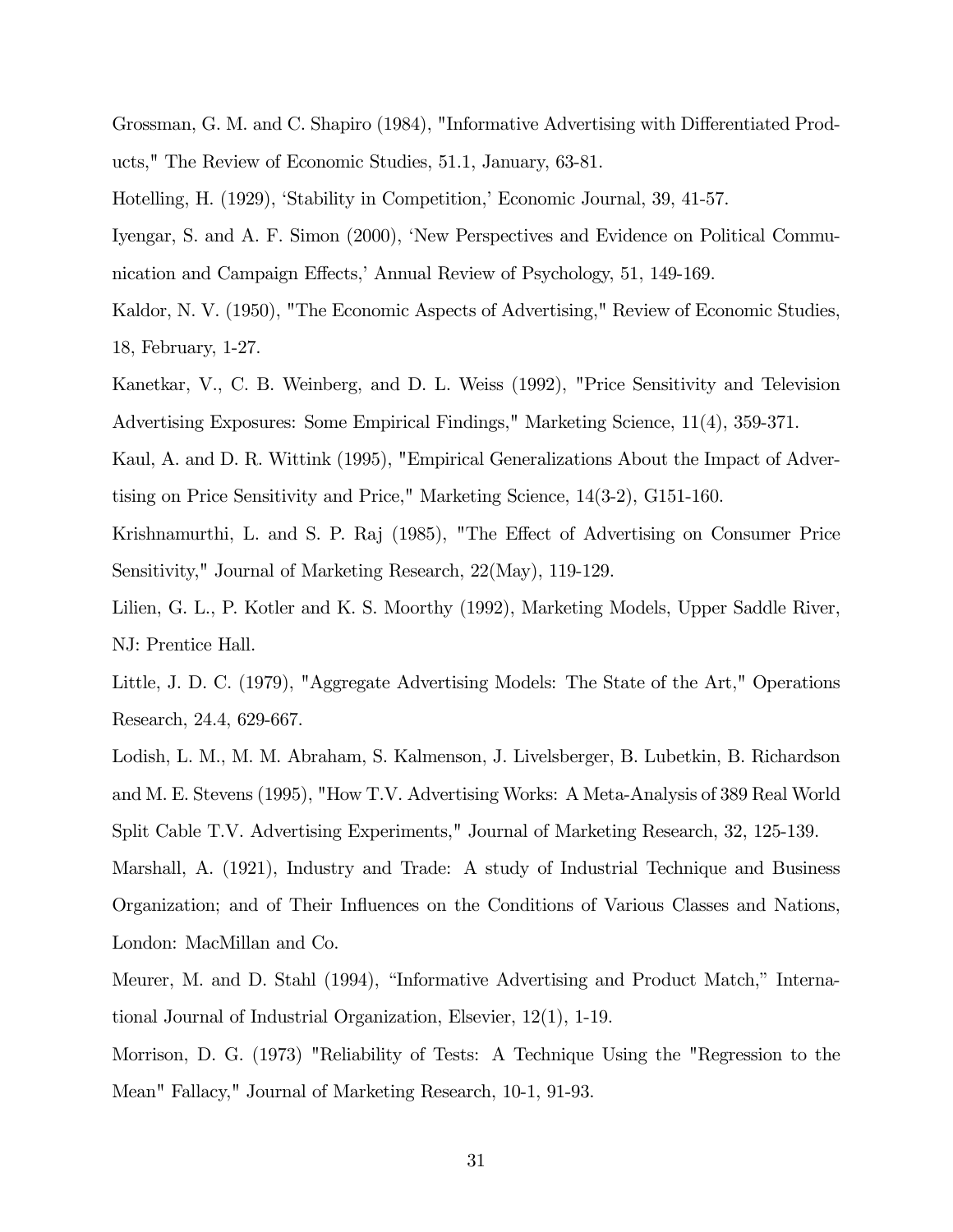Grossman, G. M. and C. Shapiro (1984), "Informative Advertising with Differentiated Products," The Review of Economic Studies, 51.1, January, 63-81.

Hotelling, H. (1929), 'Stability in Competition,' Economic Journal, 39, 41-57.

Iyengar, S. and A. F. Simon (2000), 'New Perspectives and Evidence on Political Communication and Campaign Effects,' Annual Review of Psychology, 51, 149-169.

Kaldor, N. V. (1950), "The Economic Aspects of Advertising," Review of Economic Studies, 18, February, 1-27.

Kanetkar, V., C. B. Weinberg, and D. L. Weiss (1992), "Price Sensitivity and Television Advertising Exposures: Some Empirical Findings," Marketing Science, 11(4), 359-371.

Kaul, A. and D. R. Wittink (1995), "Empirical Generalizations About the Impact of Advertising on Price Sensitivity and Price," Marketing Science, 14(3-2), G151-160.

Krishnamurthi, L. and S. P. Raj (1985), "The Effect of Advertising on Consumer Price Sensitivity," Journal of Marketing Research, 22(May), 119-129.

Lilien, G. L., P. Kotler and K. S. Moorthy (1992), Marketing Models, Upper Saddle River, NJ: Prentice Hall.

Little, J. D. C. (1979), "Aggregate Advertising Models: The State of the Art," Operations Research, 24.4, 629-667.

Lodish, L. M., M. M. Abraham, S. Kalmenson, J. Livelsberger, B. Lubetkin, B. Richardson and M. E. Stevens (1995), "How T.V. Advertising Works: A Meta-Analysis of 389 Real World Split Cable T.V. Advertising Experiments," Journal of Marketing Research, 32, 125-139.

Marshall, A. (1921), Industry and Trade: A study of Industrial Technique and Business Organization; and of Their Influences on the Conditions of Various Classes and Nations, London: MacMillan and Co.

Meurer, M. and D. Stahl (1994), "Informative Advertising and Product Match," International Journal of Industrial Organization, Elsevier, 12(1), 1-19.

Morrison, D. G. (1973) "Reliability of Tests: A Technique Using the "Regression to the Mean" Fallacy," Journal of Marketing Research, 10-1, 91-93.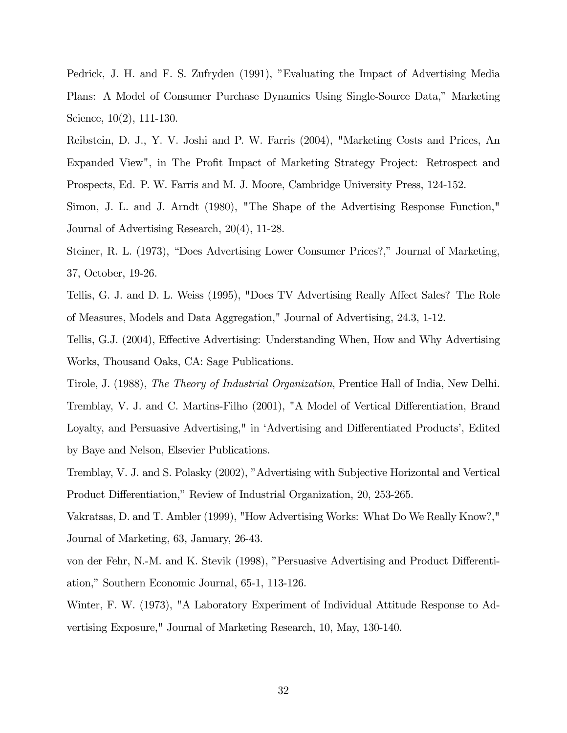Pedrick, J. H. and F. S. Zufryden (1991), "Evaluating the Impact of Advertising Media Plans: A Model of Consumer Purchase Dynamics Using Single-Source Data," Marketing Science, 10(2), 111-130.

Reibstein, D. J., Y. V. Joshi and P. W. Farris (2004), "Marketing Costs and Prices, An Expanded View", in The Profit Impact of Marketing Strategy Project: Retrospect and Prospects, Ed. P. W. Farris and M. J. Moore, Cambridge University Press, 124-152.

Simon, J. L. and J. Arndt (1980), "The Shape of the Advertising Response Function," Journal of Advertising Research, 20(4), 11-28.

Steiner, R. L. (1973), "Does Advertising Lower Consumer Prices?," Journal of Marketing, 37, October, 19-26.

Tellis, G. J. and D. L. Weiss (1995), "Does TV Advertising Really Affect Sales? The Role of Measures, Models and Data Aggregation," Journal of Advertising, 24.3, 1-12.

Tellis, G.J. (2004), Effective Advertising: Understanding When, How and Why Advertising Works, Thousand Oaks, CA: Sage Publications.

Tirole, J. (1988), *The Theory of Industrial Organization*, Prentice Hall of India, New Delhi.

Tremblay, V. J. and C. Martins-Filho (2001), "A Model of Vertical Differentiation, Brand Loyalty, and Persuasive Advertising," in 'Advertising and Differentiated Products', Edited by Baye and Nelson, Elsevier Publications.

Tremblay, V. J. and S. Polasky (2002), "Advertising with Subjective Horizontal and Vertical Product Differentiation," Review of Industrial Organization, 20, 253-265.

Vakratsas, D. and T. Ambler (1999), "How Advertising Works: What Do We Really Know?," Journal of Marketing, 63, January, 26-43.

von der Fehr, N.-M. and K. Stevik (1998), "Persuasive Advertising and Product Differentiation," Southern Economic Journal, 65-1, 113-126.

Winter, F. W. (1973), "A Laboratory Experiment of Individual Attitude Response to Advertising Exposure," Journal of Marketing Research, 10, May, 130-140.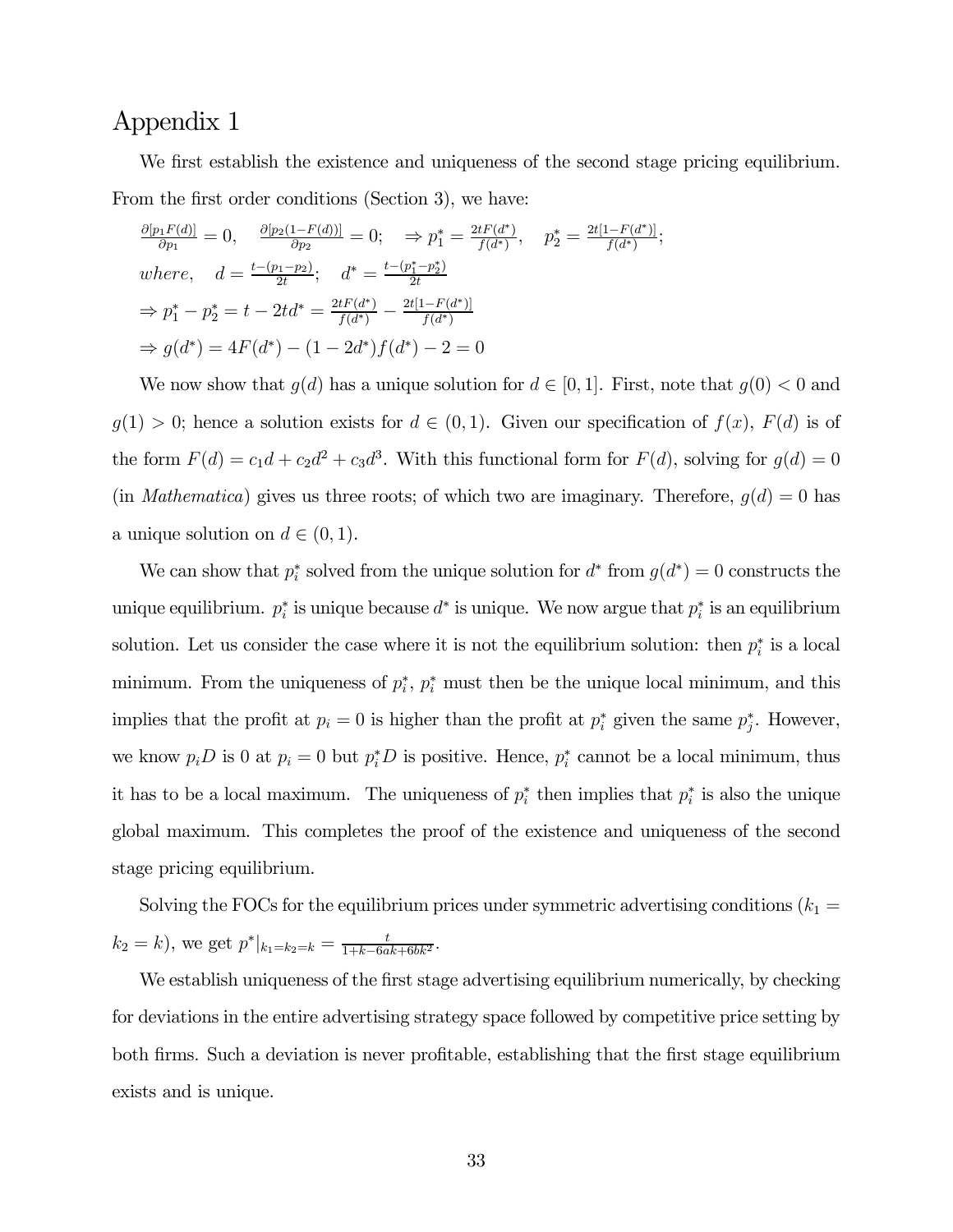# Appendix 1

We first establish the existence and uniqueness of the second stage pricing equilibrium. From the first order conditions (Section 3), we have:

$$\frac{\partial[p_1 F(d)]}{\partial p_1} = 0, \quad \frac{\partial[p_2(1-F(d))]}{\partial p_2} = 0; \quad \Rightarrow p_1^* = \frac{2tF(d^*)}{f(d^*)}, \quad p_2^* = \frac{2t[1-F(d^*)]}{f(d^*)};$$

$$where, \quad d = \frac{t-(p_1-p_2)}{2t}; \quad d^* = \frac{t-(p_1^*-p_2^*)}{2t}$$

$$\Rightarrow p_1^* - p_2^* = t - 2td^* = \frac{2tF(d^*)}{f(d^*)} - \frac{2t[1-F(d^*)]}{f(d^*)}$$

$$\Rightarrow g(d^*) = 4F(d^*) - (1-2d^*)f(d^*) - 2 = 0$$

We now show that $g(d)$ has a unique solution for $d \in [0,1]$. First, note that $g(0) < 0$ and $g(1) > 0$; hence a solution exists for $d \in (0,1)$. Given our specification of $f(x)$, $F(d)$ is of the form $F(d) = c_1 d + c_2 d^2 + c_3 d^3$. With this functional form for $F(d)$, solving for $g(d) = 0$ (in *Mathematica*) gives us three roots; of which two are imaginary. Therefore, $g(d) = 0$ has a unique solution on $d \in (0,1)$.

We can show that $p_i^*$ solved from the unique solution for $d^*$ from $g(d^*) = 0$ constructs the unique equilibrium. $p_i^*$ is unique because $d^*$ is unique. We now argue that $p_i^*$ is an equilibrium solution. Let us consider the case where it is not the equilibrium solution: then $p_i^*$ is a local minimum. From the uniqueness of $p_i^*$, $p_i^*$ must then be the unique local minimum, and this implies that the profit at $p_i = 0$ is higher than the profit at $p_i^*$ given the same $p_j^*$. However, we know $p_i D$ is 0 at $p_i = 0$ but $p_i^* D$ is positive. Hence, $p_i^*$ cannot be a local minimum, thus it has to be a local maximum. The uniqueness of $p_i^*$ then implies that $p_i^*$ is also the unique global maximum. This completes the proof of the existence and uniqueness of the second stage pricing equilibrium.

Solving the FOCs for the equilibrium prices under symmetric advertising conditions ($k_1 = k_2 = k$), we get $p^*|_{k_1=k_2=k} = \frac{t}{1+k-6ak+6bk^2}$.

We establish uniqueness of the first stage advertising equilibrium numerically, by checking for deviations in the entire advertising strategy space followed by competitive price setting by both firms. Such a deviation is never profitable, establishing that the first stage equilibrium exists and is unique.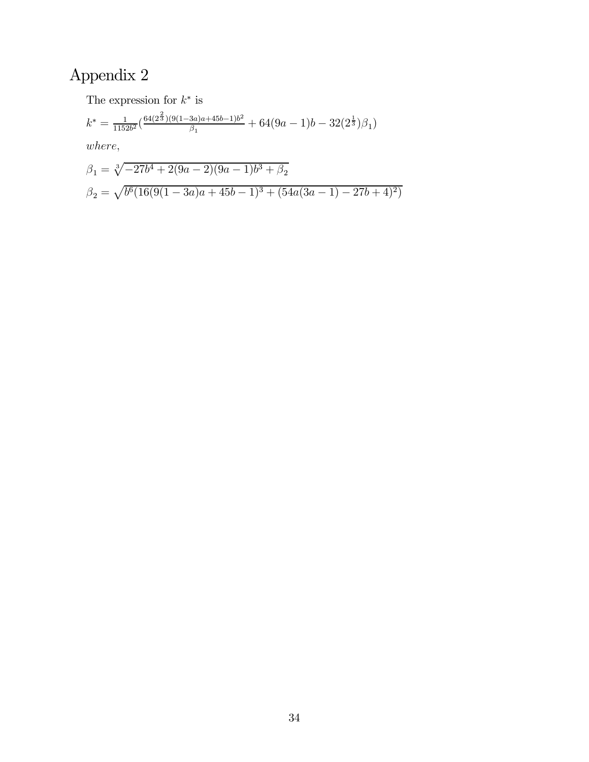# Appendix 2

The expression for $k^*$ is

$$k^* = \frac{1}{1152b^2}\left(\frac{64(2^{\frac{2}{3}})(9(1-3a)a+45b-1)b^2}{\beta_1} + 64(9a-1)b - 32(2^{\frac{1}{3}})\beta_1\right)$$

*where,*

$$\beta_1 = \sqrt[3]{-27b^4 + 2(9a-2)(9a-1)b^3 + \beta_2}$$

$$\beta_2 = \sqrt{b^6(16(9(1-3a)a+45b-1)^3 + (54a(3a-1)-27b+4)^2)}$$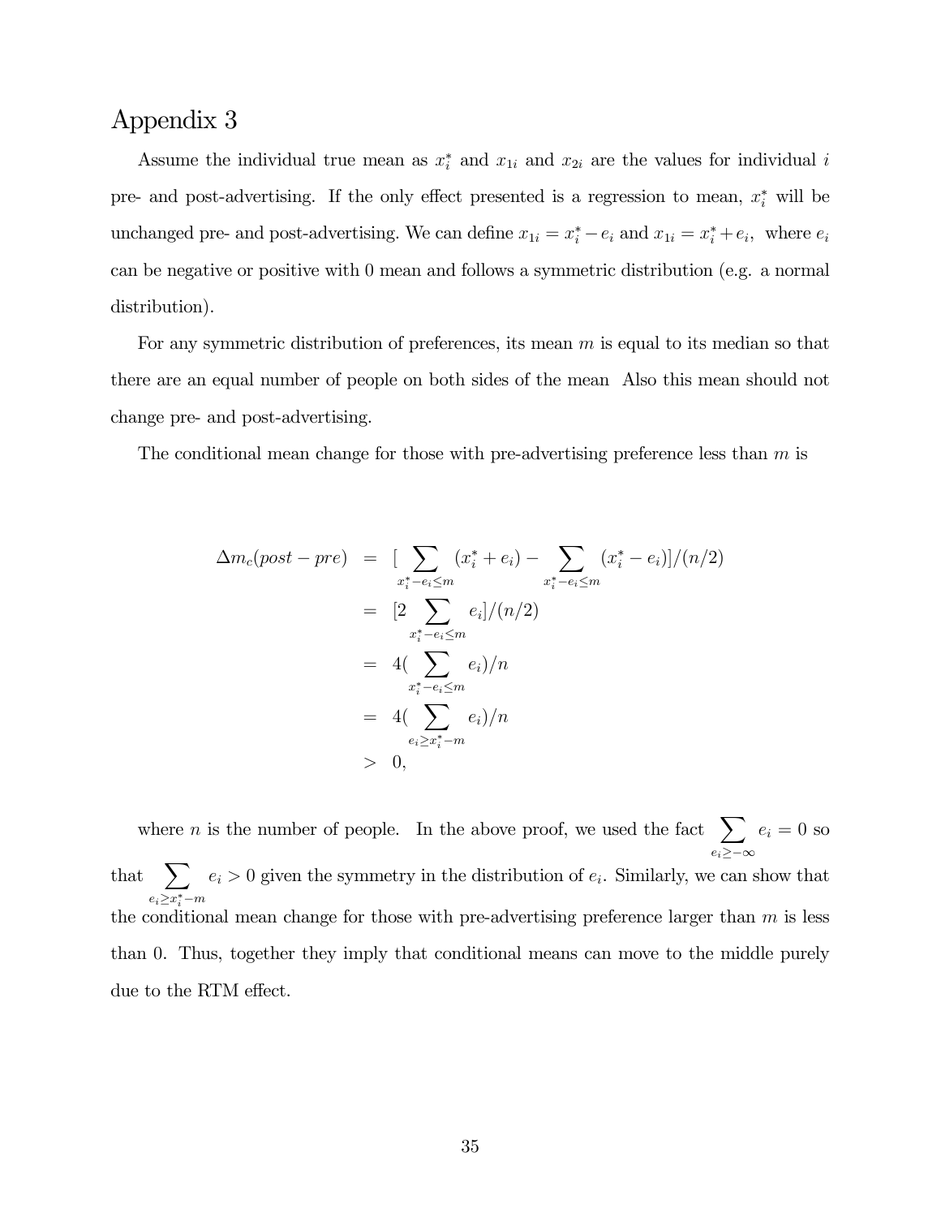# Appendix 3

Assume the individual true mean as $x_i^*$ and $x_{1i}$ and $x_{2i}$ are the values for individual $i$ pre- and post-advertising. If the only effect presented is a regression to mean, $x_i^*$ will be unchanged pre- and post-advertising. We can define $x_{1i} = x_i^* - e_i$ and $x_{1i} = x_i^* + e_i$, where $e_i$ can be negative or positive with 0 mean and follows a symmetric distribution (e.g. a normal distribution).

For any symmetric distribution of preferences, its mean $m$ is equal to its median so that there are an equal number of people on both sides of the mean Also this mean should not change pre- and post-advertising.

The conditional mean change for those with pre-advertising preference less than $m$ is

$$
\begin{aligned}
\Delta m_c(post - pre) &= [\sum_{x_i^* - e_i \leq m} (x_i^* + e_i) - \sum_{x_i^* - e_i \leq m} (x_i^* - e_i)]/(n/2) \\
&= [2 \sum_{x_i^* - e_i \leq m} e_i]/(n/2) \\
&= 4(\sum_{x_i^* - e_i \leq m} e_i)/n \\
&= 4(\sum_{e_i \geq x_i^* - m} e_i)/n \\
&> 0,
\end{aligned}
$$

where $n$ is the number of people. In the above proof, we used the fact $\sum_{e_i \geq -\infty} e_i = 0$ so that $\sum_{e_i \geq x_i^* - m} e_i > 0$ given the symmetry in the distribution of $e_i$. Similarly, we can show that the conditional mean change for those with pre-advertising preference larger than $m$ is less than 0. Thus, together they imply that conditional means can move to the middle purely due to the RTM effect.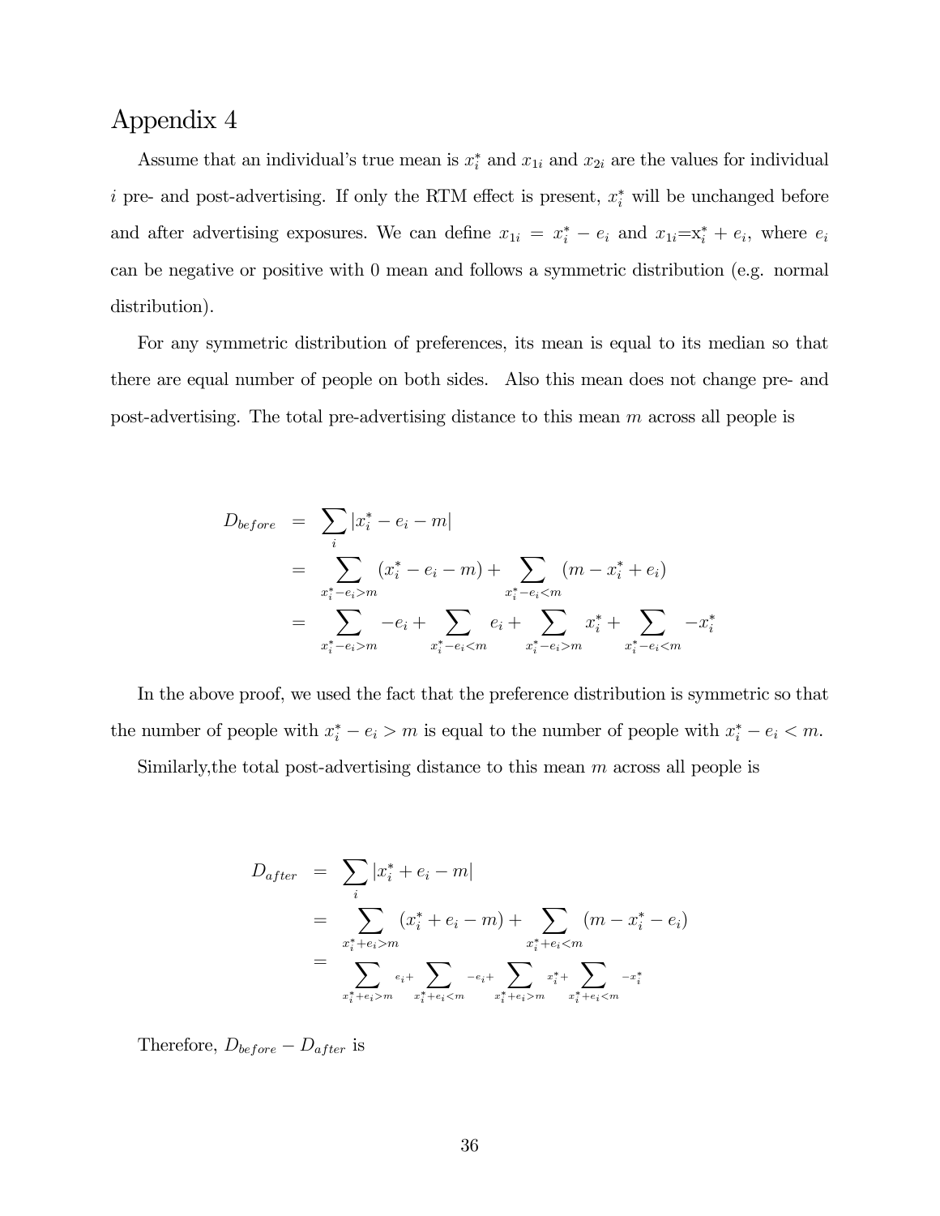# Appendix 4

Assume that an individual's true mean is $x_i^*$ and $x_{1i}$ and $x_{2i}$ are the values for individual $i$ pre- and post-advertising. If only the RTM effect is present, $x_i^*$ will be unchanged before and after advertising exposures. We can define $x_{1i} = x_i^* - e_i$ and $x_{1i}$=$x_i^* + e_i$, where $e_i$ can be negative or positive with 0 mean and follows a symmetric distribution (e.g. normal distribution).

For any symmetric distribution of preferences, its mean is equal to its median so that there are equal number of people on both sides. Also this mean does not change pre- and post-advertising. The total pre-advertising distance to this mean $m$ across all people is

$$
\begin{aligned}
D_{before} &= \sum_i |x_i^* - e_i - m| \\
&= \sum_{x_i^* - e_i > m} (x_i^* - e_i - m) + \sum_{x_i^* - e_i < m} (m - x_i^* + e_i) \\
&= \sum_{x_i^* - e_i > m} -e_i + \sum_{x_i^* - e_i < m} e_i + \sum_{x_i^* - e_i > m} x_i^* + \sum_{x_i^* - e_i < m} -x_i^*
\end{aligned}
$$

In the above proof, we used the fact that the preference distribution is symmetric so that the number of people with $x_i^* - e_i > m$ is equal to the number of people with $x_i^* - e_i < m$.

Similarly,the total post-advertising distance to this mean $m$ across all people is

$$
\begin{aligned}
D_{after} &= \sum_i |x_i^* + e_i - m| \\
&= \sum_{x_i^* + e_i > m} (x_i^* + e_i - m) + \sum_{x_i^* + e_i < m} (m - x_i^* - e_i) \\
&= \sum_{x_i^* + e_i > m} e_i + \sum_{x_i^* + e_i < m} -e_i + \sum_{x_i^* + e_i > m} x_i^* + \sum_{x_i^* + e_i < m} -x_i^*
\end{aligned}
$$

Therefore, $D_{before} - D_{after}$ is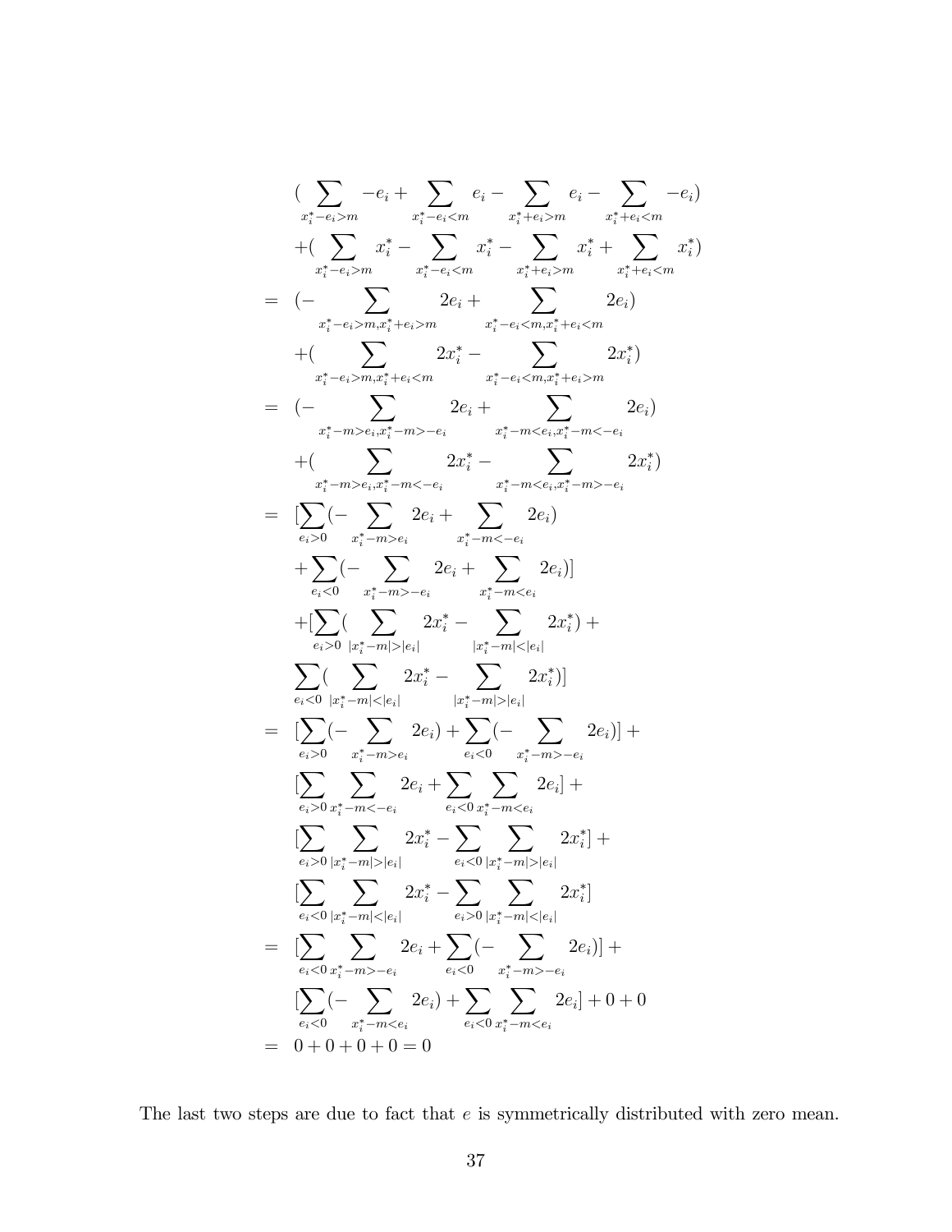$$
\begin{aligned}
& (\sum_{x_i^*-e_i>m} -e_i + \sum_{x_i^*-e_i<m} e_i - \sum_{x_i^*+e_i>m} e_i - \sum_{x_i^*+e_i<m} -e_i) \\
& +(\sum_{x_i^*-e_i>m} x_i^* - \sum_{x_i^*-e_i<m} x_i^* - \sum_{x_i^*+e_i>m} x_i^* + \sum_{x_i^*+e_i<m} x_i^*) \\
= \; & (-\sum_{x_i^*-e_i>m, x_i^*+e_i>m} 2e_i + \sum_{x_i^*-e_i<m, x_i^*+e_i<m} 2e_i) \\
& +(\sum_{x_i^*-e_i>m, x_i^*+e_i<m} 2x_i^* - \sum_{x_i^*-e_i<m, x_i^*+e_i>m} 2x_i^*) \\
= \; & (-\sum_{x_i^*-m>e_i, x_i^*-m>-e_i} 2e_i + \sum_{x_i^*-m<e_i, x_i^*-m<-e_i} 2e_i) \\
& +(\sum_{x_i^*-m>e_i, x_i^*-m<-e_i} 2x_i^* - \sum_{x_i^*-m<e_i, x_i^*-m>-e_i} 2x_i^*) \\
= \; & [\sum_{e_i>0}(-\sum_{x_i^*-m>e_i} 2e_i + \sum_{x_i^*-m<-e_i} 2e_i) \\
& +\sum_{e_i<0}(-\sum_{x_i^*-m>-e_i} 2e_i + \sum_{x_i^*-m<e_i} 2e_i)] \\
& +[\sum_{e_i>0}(\sum_{|x_i^*-m|>|e_i|} 2x_i^* - \sum_{|x_i^*-m|<|e_i|} 2x_i^*) + \\
& \sum_{e_i<0}(\sum_{|x_i^*-m|<|e_i|} 2x_i^* - \sum_{|x_i^*-m|>|e_i|} 2x_i^*)] \\
= \; & [\sum_{e_i>0}(-\sum_{x_i^*-m>e_i} 2e_i) + \sum_{e_i<0}(-\sum_{x_i^*-m>-e_i} 2e_i)] + \\
& [\sum_{e_i>0}\sum_{x_i^*-m<-e_i} 2e_i + \sum_{e_i<0}\sum_{x_i^*-m<e_i} 2e_i] + \\
& [\sum_{e_i>0}\sum_{|x_i^*-m|>|e_i|} 2x_i^* - \sum_{e_i<0}\sum_{|x_i^*-m|>|e_i|} 2x_i^*] + \\
& [\sum_{e_i<0}\sum_{|x_i^*-m|<|e_i|} 2x_i^* - \sum_{e_i>0}\sum_{|x_i^*-m|<|e_i|} 2x_i^*] \\
= \; & [\sum_{e_i<0}\sum_{x_i^*-m>-e_i} 2e_i + \sum_{e_i<0}(-\sum_{x_i^*-m>-e_i} 2e_i)] + \\
& [\sum_{e_i<0}(-\sum_{x_i^*-m<e_i} 2e_i) + \sum_{e_i<0}\sum_{x_i^*-m<e_i} 2e_i] + 0 + 0 \\
= \; & 0 + 0 + 0 + 0 = 0
\end{aligned}
$$

The last two steps are due to fact that $e$ is symmetrically distributed with zero mean.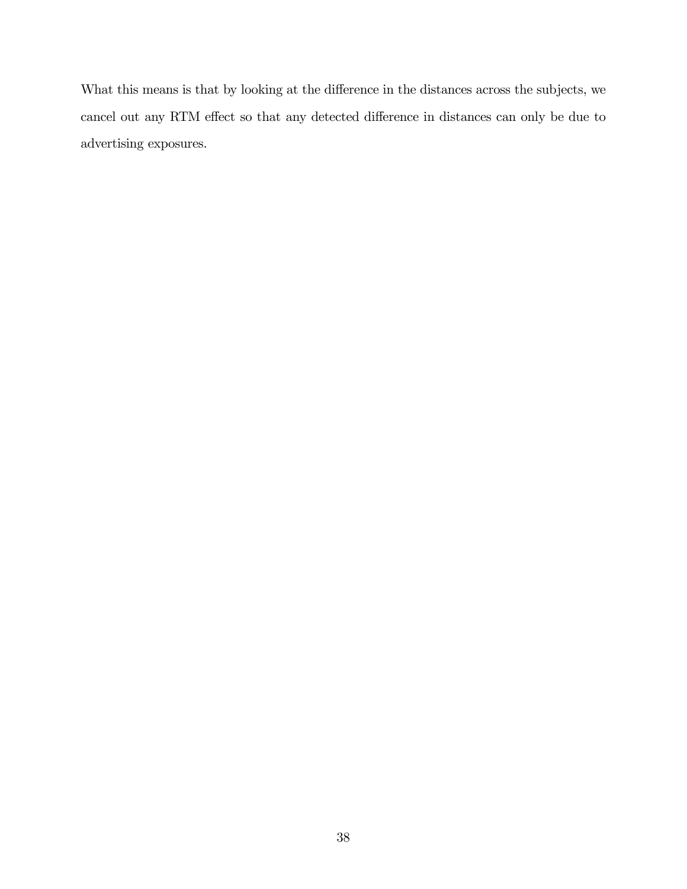What this means is that by looking at the difference in the distances across the subjects, we cancel out any RTM effect so that any detected difference in distances can only be due to advertising exposures.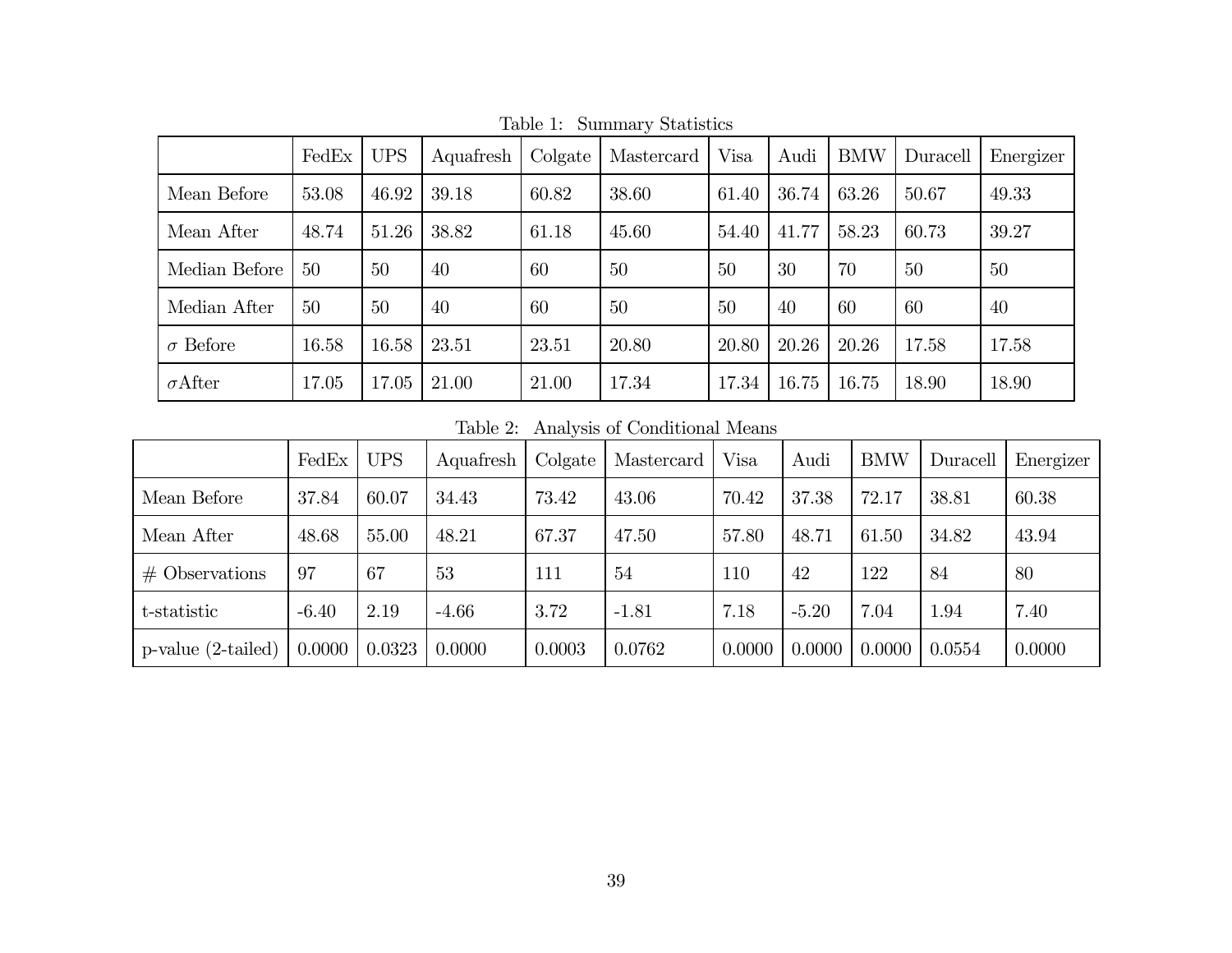Table 1: Summary Statistics

| | FedEx | UPS | Aquafresh | Colgate | Mastercard | Visa | Audi | BMW | Duracell | Energizer |
|---|---|---|---|---|---|---|---|---|---|---|
| Mean Before | 53.08 | 46.92 | 39.18 | 60.82 | 38.60 | 61.40 | 36.74 | 63.26 | 50.67 | 49.33 |
| Mean After | 48.74 | 51.26 | 38.82 | 61.18 | 45.60 | 54.40 | 41.77 | 58.23 | 60.73 | 39.27 |
| Median Before | 50 | 50 | 40 | 60 | 50 | 50 | 30 | 70 | 50 | 50 |
| Median After | 50 | 50 | 40 | 60 | 50 | 50 | 40 | 60 | 60 | 40 |
| $\sigma$ Before | 16.58 | 16.58 | 23.51 | 23.51 | 20.80 | 20.80 | 20.26 | 20.26 | 17.58 | 17.58 |
| $\sigma$After | 17.05 | 17.05 | 21.00 | 21.00 | 17.34 | 17.34 | 16.75 | 16.75 | 18.90 | 18.90 |

Table 2: Analysis of Conditional Means

| | FedEx | UPS | Aquafresh | Colgate | Mastercard | Visa | Audi | BMW | Duracell | Energizer |
|---|---|---|---|---|---|---|---|---|---|---|
| Mean Before | 37.84 | 60.07 | 34.43 | 73.42 | 43.06 | 70.42 | 37.38 | 72.17 | 38.81 | 60.38 |
| Mean After | 48.68 | 55.00 | 48.21 | 67.37 | 47.50 | 57.80 | 48.71 | 61.50 | 34.82 | 43.94 |
| # Observations | 97 | 67 | 53 | 111 | 54 | 110 | 42 | 122 | 84 | 80 |
| t-statistic | -6.40 | 2.19 | -4.66 | 3.72 | -1.81 | 7.18 | -5.20 | 7.04 | 1.94 | 7.40 |
| p-value (2-tailed) | 0.0000 | 0.0323 | 0.0000 | 0.0003 | 0.0762 | 0.0000 | 0.0000 | 0.0000 | 0.0554 | 0.0000 |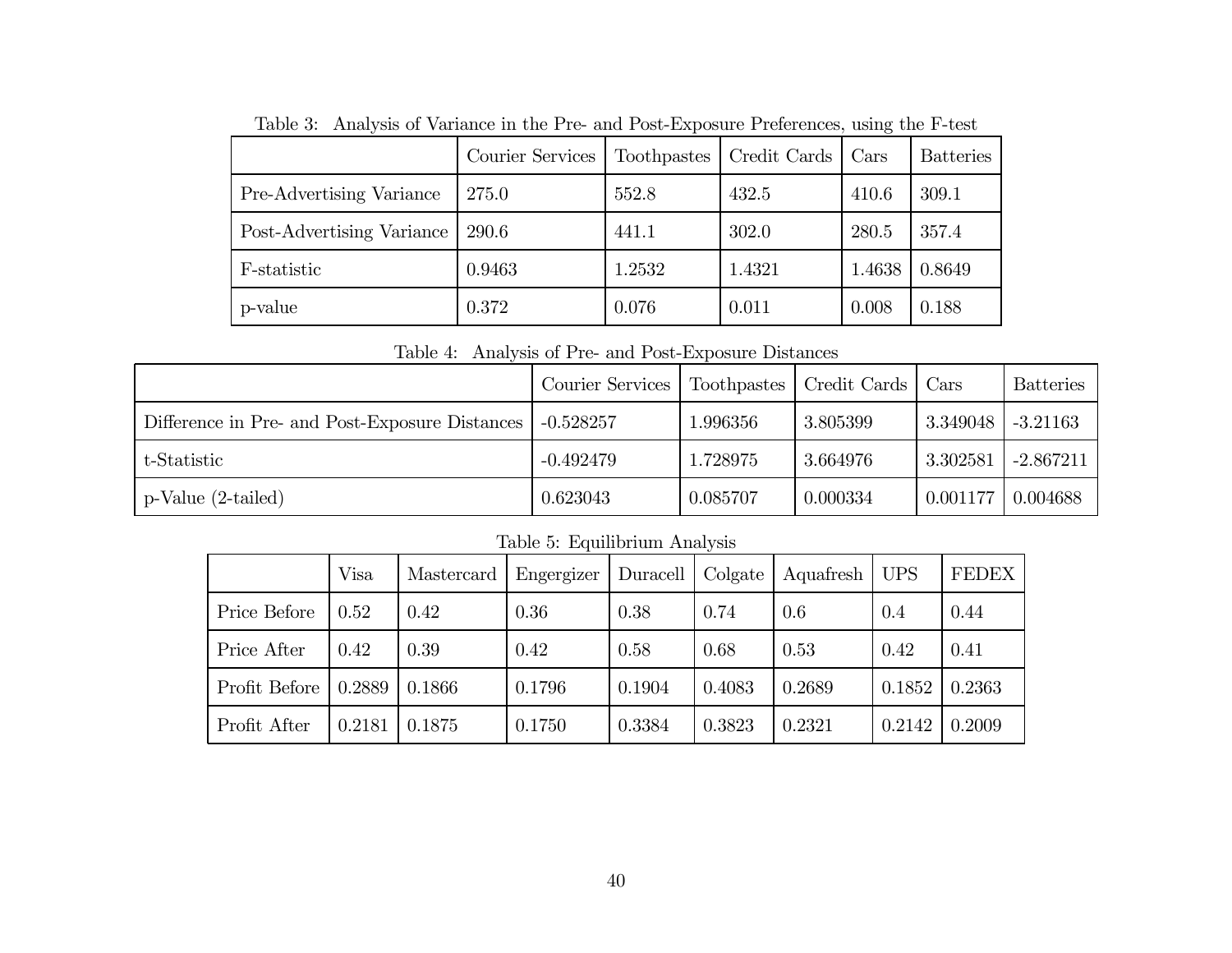Table 3: Analysis of Variance in the Pre- and Post-Exposure Preferences, using the F-test

| | Courier Services | Toothpastes | Credit Cards | Cars | Batteries |
|---|---|---|---|---|---|
| Pre-Advertising Variance | 275.0 | 552.8 | 432.5 | 410.6 | 309.1 |
| Post-Advertising Variance | 290.6 | 441.1 | 302.0 | 280.5 | 357.4 |
| F-statistic | 0.9463 | 1.2532 | 1.4321 | 1.4638 | 0.8649 |
| p-value | 0.372 | 0.076 | 0.011 | 0.008 | 0.188 |

Table 4: Analysis of Pre- and Post-Exposure Distances

| | Courier Services | Toothpastes | Credit Cards | Cars | Batteries |
|---|---|---|---|---|---|
| Difference in Pre- and Post-Exposure Distances | -0.528257 | 1.996356 | 3.805399 | 3.349048 | -3.21163 |
| t-Statistic | -0.492479 | 1.728975 | 3.664976 | 3.302581 | -2.867211 |
| p-Value (2-tailed) | 0.623043 | 0.085707 | 0.000334 | 0.001177 | 0.004688 |

Table 5: Equilibrium Analysis

| | Visa | Mastercard | Engergizer | Duracell | Colgate | Aquafresh | UPS | FEDEX |
|---|---|---|---|---|---|---|---|---|
| Price Before | 0.52 | 0.42 | 0.36 | 0.38 | 0.74 | 0.6 | 0.4 | 0.44 |
| Price After | 0.42 | 0.39 | 0.42 | 0.58 | 0.68 | 0.53 | 0.42 | 0.41 |
| Profit Before | 0.2889 | 0.1866 | 0.1796 | 0.1904 | 0.4083 | 0.2689 | 0.1852 | 0.2363 |
| Profit After | 0.2181 | 0.1875 | 0.1750 | 0.3384 | 0.3823 | 0.2321 | 0.2142 | 0.2009 |